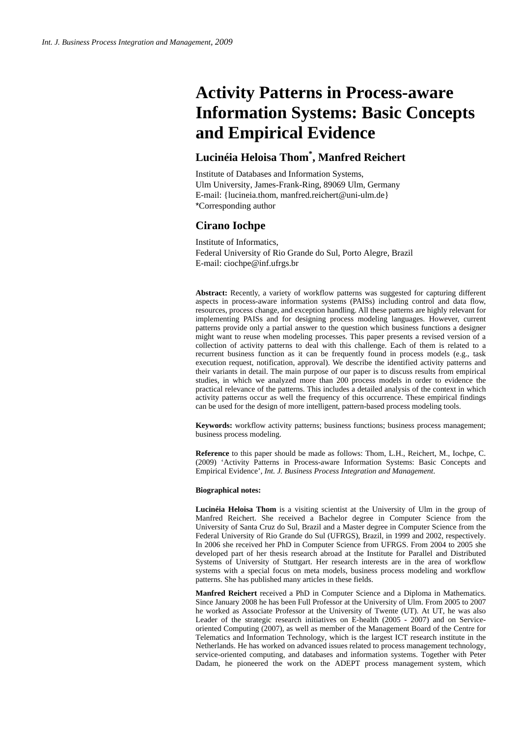*Int. J. Business Process Integration and Management, 2009*

# Activity Patterns in Process-aware Information Systems: Basic Concepts and Empirical Evidence

## Lucinéia Heloisa Thom[*], Manfred Reichert

Institute of Databases and Information Systems,
Ulm University, James-Frank-Ring, 89069 Ulm, Germany
E-mail: {lucineia.thom, manfred.reichert@uni-ulm.de}
*Corresponding author

## Cirano Iochpe

Institute of Informatics,
Federal University of Rio Grande do Sul, Porto Alegre, Brazil
E-mail: ciochpe@inf.ufrgs.br

**Abstract:** Recently, a variety of workflow patterns was suggested for capturing different aspects in process-aware information systems (PAISs) including control and data flow, resources, process change, and exception handling. All these patterns are highly relevant for implementing PAISs and for designing process modeling languages. However, current patterns provide only a partial answer to the question which business functions a designer might want to reuse when modeling processes. This paper presents a revised version of a collection of activity patterns to deal with this challenge. Each of them is related to a recurrent business function as it can be frequently found in process models (e.g., task execution request, notification, approval). We describe the identified activity patterns and their variants in detail. The main purpose of our paper is to discuss results from empirical studies, in which we analyzed more than 200 process models in order to evidence the practical relevance of the patterns. This includes a detailed analysis of the context in which activity patterns occur as well the frequency of this occurrence. These empirical findings can be used for the design of more intelligent, pattern-based process modeling tools.

**Keywords:** workflow activity patterns; business functions; business process management; business process modeling.

**Reference** to this paper should be made as follows: Thom, L.H., Reichert, M., Iochpe, C. (2009) 'Activity Patterns in Process-aware Information Systems: Basic Concepts and Empirical Evidence', *Int. J. Business Process Integration and Management*.

**Biographical notes:**

**Lucinéia Heloisa Thom** is a visiting scientist at the University of Ulm in the group of Manfred Reichert. She received a Bachelor degree in Computer Science from the University of Santa Cruz do Sul, Brazil and a Master degree in Computer Science from the Federal University of Rio Grande do Sul (UFRGS), Brazil, in 1999 and 2002, respectively. In 2006 she received her PhD in Computer Science from UFRGS. From 2004 to 2005 she developed part of her thesis research abroad at the Institute for Parallel and Distributed Systems of University of Stuttgart. Her research interests are in the area of workflow systems with a special focus on meta models, business process modeling and workflow patterns. She has published many articles in these fields.

**Manfred Reichert** received a PhD in Computer Science and a Diploma in Mathematics. Since January 2008 he has been Full Professor at the University of Ulm. From 2005 to 2007 he worked as Associate Professor at the University of Twente (UT). At UT, he was also Leader of the strategic research initiatives on E-health (2005 - 2007) and on Service-oriented Computing (2007), as well as member of the Management Board of the Centre for Telematics and Information Technology, which is the largest ICT research institute in the Netherlands. He has worked on advanced issues related to process management technology, service-oriented computing, and databases and information systems. Together with Peter Dadam, he pioneered the work on the ADEPT process management system, which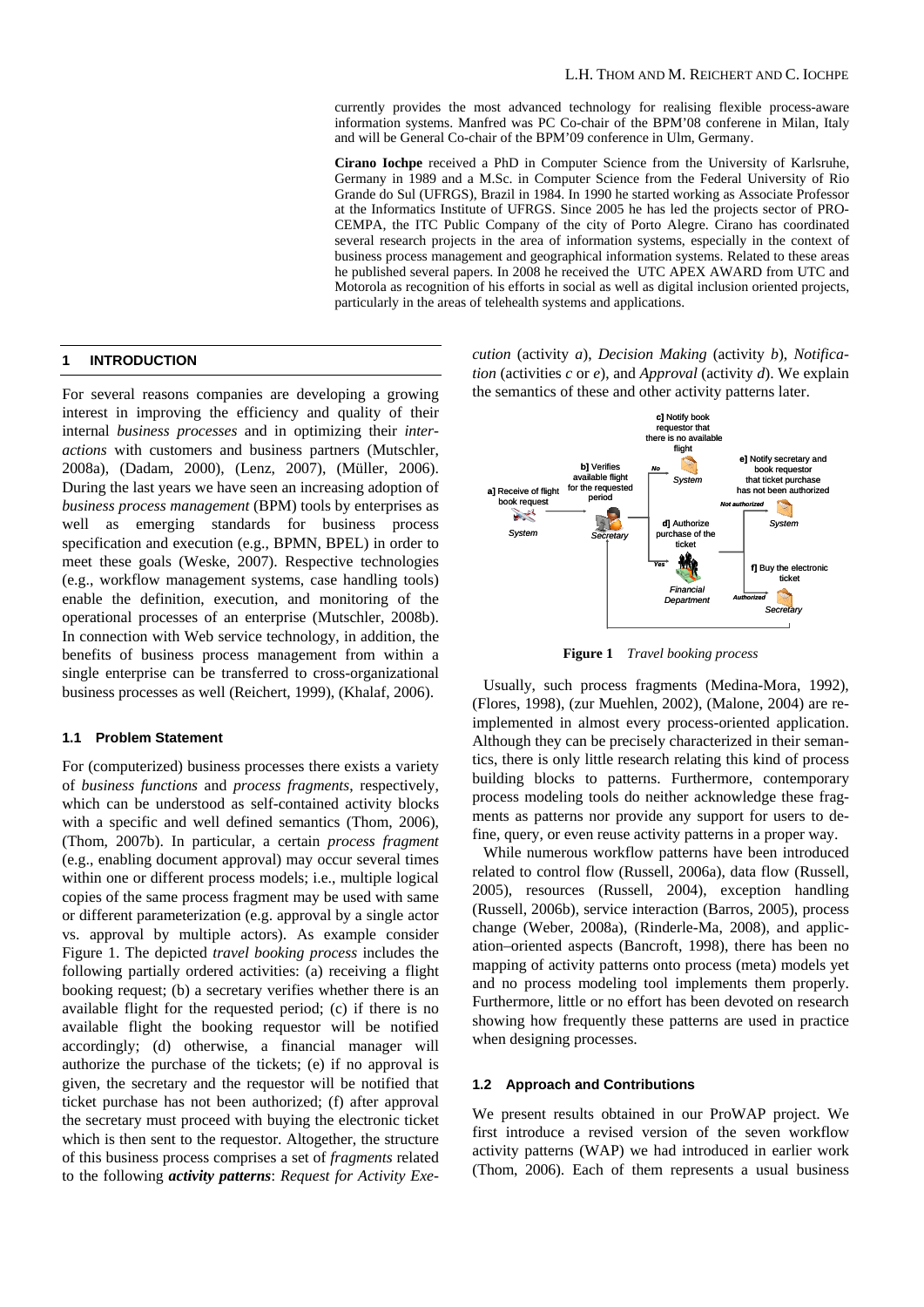currently provides the most advanced technology for realising flexible process-aware information systems. Manfred was PC Co-chair of the BPM'08 conferene in Milan, Italy and will be General Co-chair of the BPM'09 conference in Ulm, Germany.

**Cirano Iochpe** received a PhD in Computer Science from the University of Karlsruhe, Germany in 1989 and a M.Sc. in Computer Science from the Federal University of Rio Grande do Sul (UFRGS), Brazil in 1984. In 1990 he started working as Associate Professor at the Informatics Institute of UFRGS. Since 2005 he has led the projects sector of PRO-CEMPA, the ITC Public Company of the city of Porto Alegre. Cirano has coordinated several research projects in the area of information systems, especially in the context of business process management and geographical information systems. Related to these areas he published several papers. In 2008 he received the UTC APEX AWARD from UTC and Motorola as recognition of his efforts in social as well as digital inclusion oriented projects, particularly in the areas of telehealth systems and applications.

## 1 INTRODUCTION

For several reasons companies are developing a growing interest in improving the efficiency and quality of their internal *business processes* and in optimizing their *interactions* with customers and business partners (Mutschler, 2008a), (Dadam, 2000), (Lenz, 2007), (Müller, 2006). During the last years we have seen an increasing adoption of *business process management* (BPM) tools by enterprises as well as emerging standards for business process specification and execution (e.g., BPMN, BPEL) in order to meet these goals (Weske, 2007). Respective technologies (e.g., workflow management systems, case handling tools) enable the definition, execution, and monitoring of the operational processes of an enterprise (Mutschler, 2008b). In connection with Web service technology, in addition, the benefits of business process management from within a single enterprise can be transferred to cross-organizational business processes as well (Reichert, 1999), (Khalaf, 2006).

### 1.1 Problem Statement

For (computerized) business processes there exists a variety of *business functions* and *process fragments*, respectively, which can be understood as self-contained activity blocks with a specific and well defined semantics (Thom, 2006), (Thom, 2007b). In particular, a certain *process fragment* (e.g., enabling document approval) may occur several times within one or different process models; i.e., multiple logical copies of the same process fragment may be used with same or different parameterization (e.g. approval by a single actor vs. approval by multiple actors). As example consider Figure 1. The depicted *travel booking process* includes the following partially ordered activities: (a) receiving a flight booking request; (b) a secretary verifies whether there is an available flight for the requested period; (c) if there is no available flight the booking requestor will be notified accordingly; (d) otherwise, a financial manager will authorize the purchase of the tickets; (e) if no approval is given, the secretary and the requestor will be notified that ticket purchase has not been authorized; (f) after approval the secretary must proceed with buying the electronic ticket which is then sent to the requestor. Altogether, the structure of this business process comprises a set of *fragments* related to the following ***activity patterns***: *Request for Activity Execution* (activity *a*), *Decision Making* (activity *b*), *Notification* (activities *c* or *e*), and *Approval* (activity *d*). We explain the semantics of these and other activity patterns later.

**Figure 1** *Travel booking process*

Usually, such process fragments (Medina-Mora, 1992), (Flores, 1998), (zur Muehlen, 2002), (Malone, 2004) are re-implemented in almost every process-oriented application. Although they can be precisely characterized in their semantics, there is only little research relating this kind of process building blocks to patterns. Furthermore, contemporary process modeling tools do neither acknowledge these fragments as patterns nor provide any support for users to define, query, or even reuse activity patterns in a proper way.

While numerous workflow patterns have been introduced related to control flow (Russell, 2006a), data flow (Russell, 2005), resources (Russell, 2004), exception handling (Russell, 2006b), service interaction (Barros, 2005), process change (Weber, 2008a), (Rinderle-Ma, 2008), and application–oriented aspects (Bancroft, 1998), there has been no mapping of activity patterns onto process (meta) models yet and no process modeling tool implements them properly. Furthermore, little or no effort has been devoted on research showing how frequently these patterns are used in practice when designing processes.

### 1.2 Approach and Contributions

We present results obtained in our ProWAP project. We first introduce a revised version of the seven workflow activity patterns (WAP) we had introduced in earlier work (Thom, 2006). Each of them represents a usual business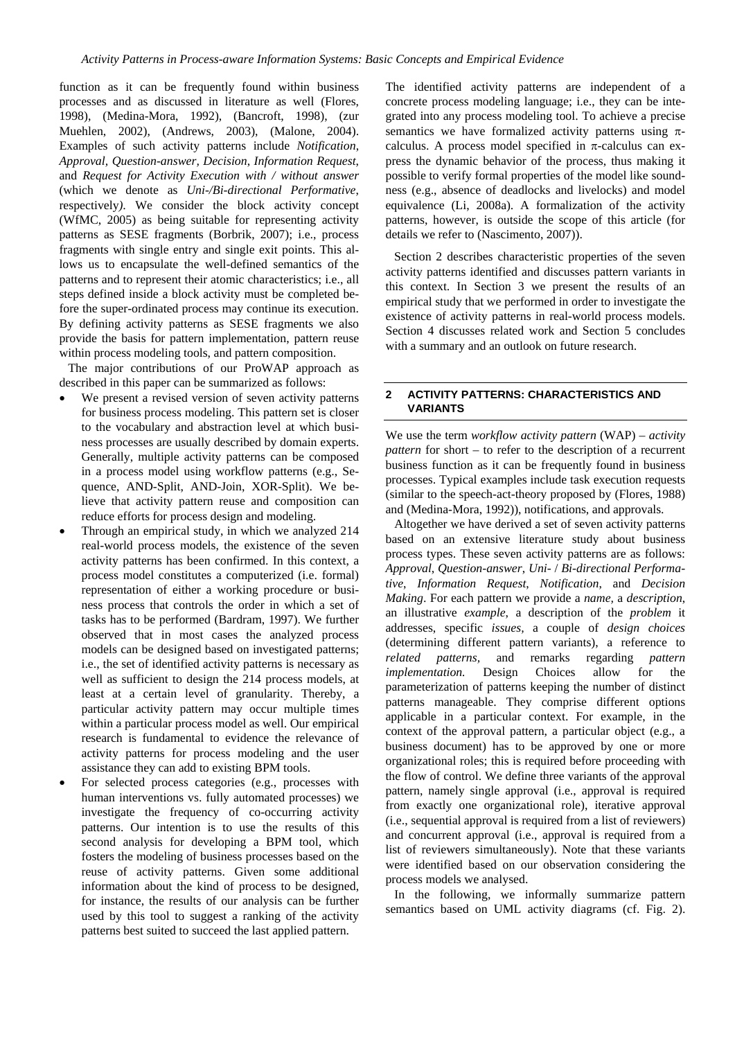function as it can be frequently found within business processes and as discussed in literature as well (Flores, 1998), (Medina-Mora, 1992), (Bancroft, 1998), (zur Muehlen, 2002), (Andrews, 2003), (Malone, 2004). Examples of such activity patterns include *Notification*, *Approval*, *Question-answer*, *Decision*, *Information Request*, and *Request for Activity Execution with / without answer* (which we denote as *Uni-/Bi-directional Performative*, respectively*)*. We consider the block activity concept (WfMC, 2005) as being suitable for representing activity patterns as SESE fragments (Borbrik, 2007); i.e., process fragments with single entry and single exit points. This allows us to encapsulate the well-defined semantics of the patterns and to represent their atomic characteristics; i.e., all steps defined inside a block activity must be completed before the super-ordinated process may continue its execution. By defining activity patterns as SESE fragments we also provide the basis for pattern implementation, pattern reuse within process modeling tools, and pattern composition.

The major contributions of our ProWAP approach as described in this paper can be summarized as follows:

- We present a revised version of seven activity patterns for business process modeling. This pattern set is closer to the vocabulary and abstraction level at which business processes are usually described by domain experts. Generally, multiple activity patterns can be composed in a process model using workflow patterns (e.g., Sequence, AND-Split, AND-Join, XOR-Split). We believe that activity pattern reuse and composition can reduce efforts for process design and modeling.
- Through an empirical study, in which we analyzed 214 real-world process models, the existence of the seven activity patterns has been confirmed. In this context, a process model constitutes a computerized (i.e. formal) representation of either a working procedure or business process that controls the order in which a set of tasks has to be performed (Bardram, 1997). We further observed that in most cases the analyzed process models can be designed based on investigated patterns; i.e., the set of identified activity patterns is necessary as well as sufficient to design the 214 process models, at least at a certain level of granularity. Thereby, a particular activity pattern may occur multiple times within a particular process model as well. Our empirical research is fundamental to evidence the relevance of activity patterns for process modeling and the user assistance they can add to existing BPM tools.
- For selected process categories (e.g., processes with human interventions vs. fully automated processes) we investigate the frequency of co-occurring activity patterns. Our intention is to use the results of this second analysis for developing a BPM tool, which fosters the modeling of business processes based on the reuse of activity patterns. Given some additional information about the kind of process to be designed, for instance, the results of our analysis can be further used by this tool to suggest a ranking of the activity patterns best suited to succeed the last applied pattern.

The identified activity patterns are independent of a concrete process modeling language; i.e., they can be integrated into any process modeling tool. To achieve a precise semantics we have formalized activity patterns using $\pi$-calculus. A process model specified in $\pi$-calculus can express the dynamic behavior of the process, thus making it possible to verify formal properties of the model like soundness (e.g., absence of deadlocks and livelocks) and model equivalence (Li, 2008a). A formalization of the activity patterns, however, is outside the scope of this article (for details we refer to (Nascimento, 2007)).

Section 2 describes characteristic properties of the seven activity patterns identified and discusses pattern variants in this context. In Section 3 we present the results of an empirical study that we performed in order to investigate the existence of activity patterns in real-world process models. Section 4 discusses related work and Section 5 concludes with a summary and an outlook on future research.

## 2 ACTIVITY PATTERNS: CHARACTERISTICS AND VARIANTS

We use the term *workflow activity pattern* (WAP) – *activity pattern* for short – to refer to the description of a recurrent business function as it can be frequently found in business processes. Typical examples include task execution requests (similar to the speech-act-theory proposed by (Flores, 1988) and (Medina-Mora, 1992)), notifications, and approvals.

Altogether we have derived a set of seven activity patterns based on an extensive literature study about business process types. These seven activity patterns are as follows: *Approval*, *Question-answer*, *Uni-* / *Bi-directional Performative*, *Information Request*, *Notification*, and *Decision Making*. For each pattern we provide a *name*, a *description*, an illustrative *example*, a description of the *problem* it addresses, specific *issues*, a couple of *design choices* (determining different pattern variants), a reference to *related patterns*, and remarks regarding *pattern implementation.* Design Choices allow for the parameterization of patterns keeping the number of distinct patterns manageable. They comprise different options applicable in a particular context. For example, in the context of the approval pattern, a particular object (e.g., a business document) has to be approved by one or more organizational roles; this is required before proceeding with the flow of control. We define three variants of the approval pattern, namely single approval (i.e., approval is required from exactly one organizational role), iterative approval (i.e., sequential approval is required from a list of reviewers) and concurrent approval (i.e., approval is required from a list of reviewers simultaneously). Note that these variants were identified based on our observation considering the process models we analysed.

In the following, we informally summarize pattern semantics based on UML activity diagrams (cf. Fig. 2).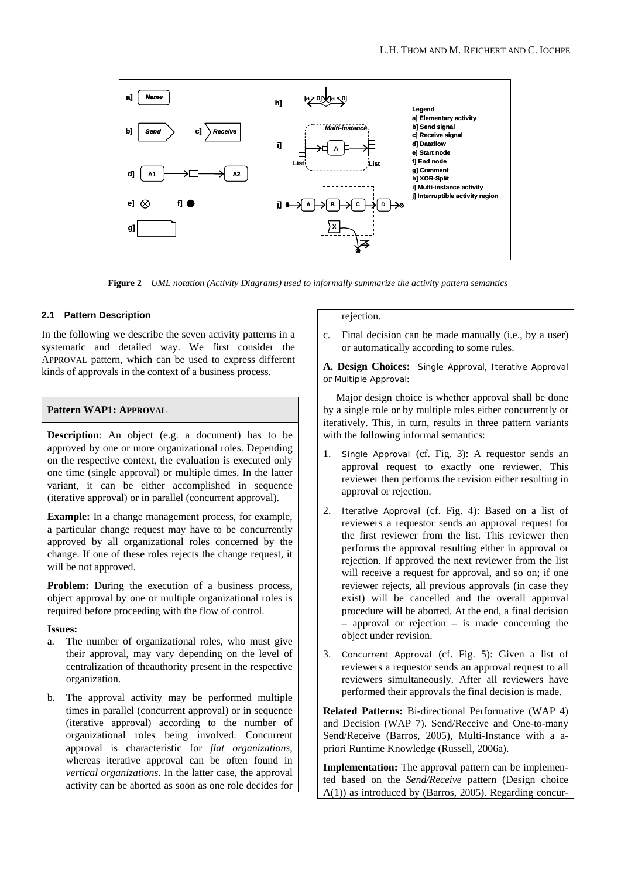Figure 2 *UML notation (Activity Diagrams) used to informally summarize the activity pattern semantics*

### 2.1 Pattern Description

In the following we describe the seven activity patterns in a systematic and detailed way. We first consider the APPROVAL pattern, which can be used to express different kinds of approvals in the context of a business process.

**Pattern WAP1: APPROVAL**

**Description**: An object (e.g. a document) has to be approved by one or more organizational roles. Depending on the respective context, the evaluation is executed only one time (single approval) or multiple times. In the latter variant, it can be either accomplished in sequence (iterative approval) or in parallel (concurrent approval).

**Example:** In a change management process, for example, a particular change request may have to be concurrently approved by all organizational roles concerned by the change. If one of these roles rejects the change request, it will be not approved.

**Problem:** During the execution of a business process, object approval by one or multiple organizational roles is required before proceeding with the flow of control.

**Issues:**

a. The number of organizational roles, who must give their approval, may vary depending on the level of centralization of theauthority present in the respective organization.

b. The approval activity may be performed multiple times in parallel (concurrent approval) or in sequence (iterative approval) according to the number of organizational roles being involved. Concurrent approval is characteristic for *flat organizations*, whereas iterative approval can be often found in *vertical organizations*. In the latter case, the approval activity can be aborted as soon as one role decides for rejection.

c. Final decision can be made manually (i.e., by a user) or automatically according to some rules.

**A. Design Choices:** Single Approval, Iterative Approval or Multiple Approval:

Major design choice is whether approval shall be done by a single role or by multiple roles either concurrently or iteratively. This, in turn, results in three pattern variants with the following informal semantics:

1. Single Approval (cf. Fig. 3): A requestor sends an approval request to exactly one reviewer. This reviewer then performs the revision either resulting in approval or rejection.

2. Iterative Approval (cf. Fig. 4): Based on a list of reviewers a requestor sends an approval request for the first reviewer from the list. This reviewer then performs the approval resulting either in approval or rejection. If approved the next reviewer from the list will receive a request for approval, and so on; if one reviewer rejects, all previous approvals (in case they exist) will be cancelled and the overall approval procedure will be aborted. At the end, a final decision – approval or rejection – is made concerning the object under revision.

3. Concurrent Approval (cf. Fig. 5): Given a list of reviewers a requestor sends an approval request to all reviewers simultaneously. After all reviewers have performed their approvals the final decision is made.

**Related Patterns:** Bi-directional Performative (WAP 4) and Decision (WAP 7). Send/Receive and One-to-many Send/Receive (Barros, 2005), Multi-Instance with a-priori Runtime Knowledge (Russell, 2006a).

**Implementation:** The approval pattern can be implemented based on the *Send/Receive* pattern (Design choice A(1)) as introduced by (Barros, 2005). Regarding concur-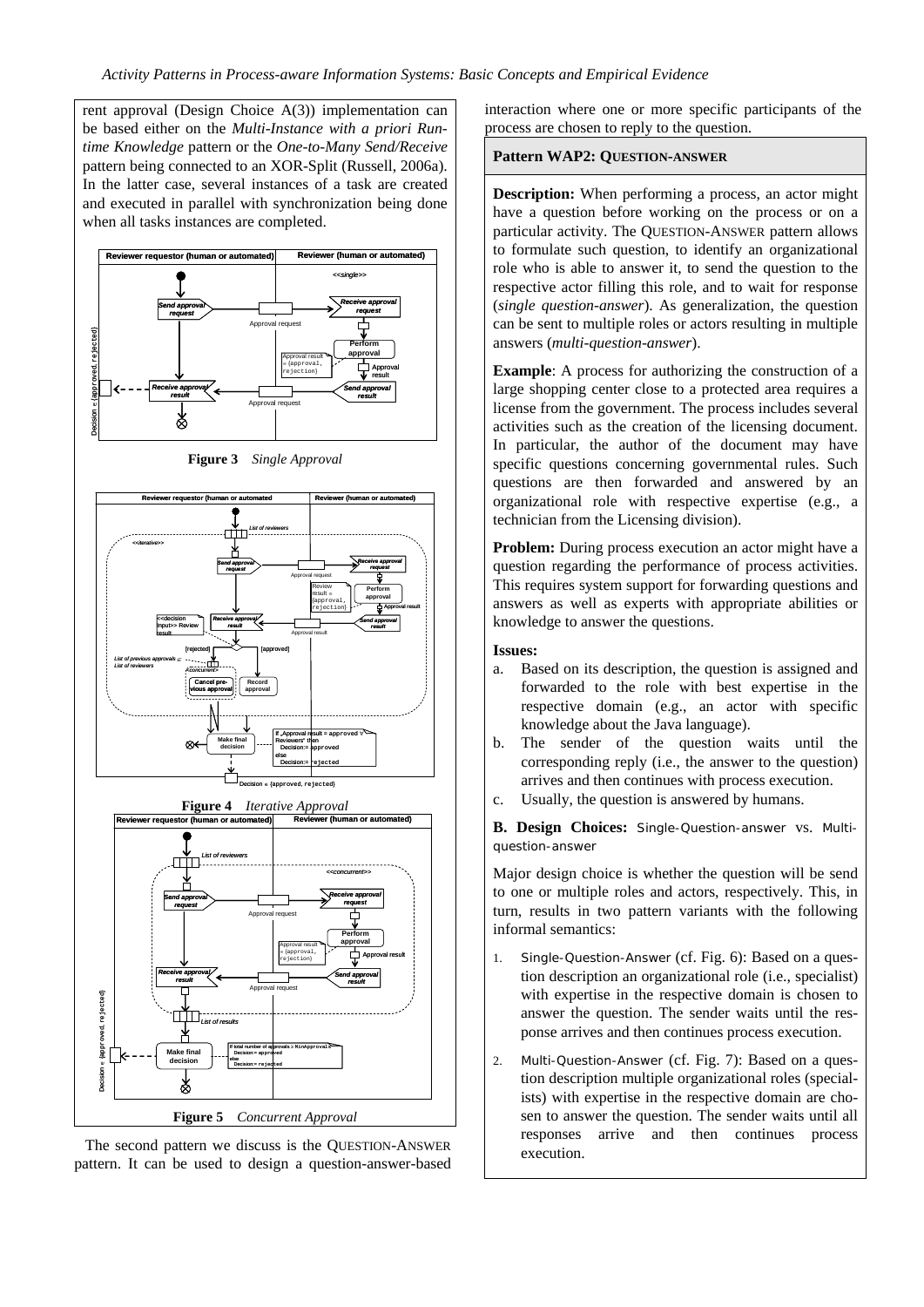rent approval (Design Choice A(3)) implementation can be based either on the *Multi-Instance with a priori Runtime Knowledge* pattern or the *One-to-Many Send/Receive* pattern being connected to an XOR-Split (Russell, 2006a). In the latter case, several instances of a task are created and executed in parallel with synchronization being done when all tasks instances are completed.

**Figure 3** *Single Approval*

**Figure 4** *Iterative Approval*

**Figure 5** *Concurrent Approval*

The second pattern we discuss is the QUESTION-ANSWER pattern. It can be used to design a question-answer-based interaction where one or more specific participants of the process are chosen to reply to the question.

**Pattern WAP2: QUESTION-ANSWER**

**Description:** When performing a process, an actor might have a question before working on the process or on a particular activity. The QUESTION-ANSWER pattern allows to formulate such question, to identify an organizational role who is able to answer it, to send the question to the respective actor filling this role, and to wait for response (*single question-answer*). As generalization, the question can be sent to multiple roles or actors resulting in multiple answers (*multi-question-answer*).

**Example**: A process for authorizing the construction of a large shopping center close to a protected area requires a license from the government. The process includes several activities such as the creation of the licensing document. In particular, the author of the document may have specific questions concerning governmental rules. Such questions are then forwarded and answered by an organizational role with respective expertise (e.g., a technician from the Licensing division).

**Problem:** During process execution an actor might have a question regarding the performance of process activities. This requires system support for forwarding questions and answers as well as experts with appropriate abilities or knowledge to answer the questions.

**Issues:**

a. Based on its description, the question is assigned and forwarded to the role with best expertise in the respective domain (e.g., an actor with specific knowledge about the Java language).
b. The sender of the question waits until the corresponding reply (i.e., the answer to the question) arrives and then continues with process execution.
c. Usually, the question is answered by humans.

**B. Design Choices:** Single-Question-answer vs. Multi-question-answer

Major design choice is whether the question will be send to one or multiple roles and actors, respectively. This, in turn, results in two pattern variants with the following informal semantics:

1. Single-Question-Answer (cf. Fig. 6): Based on a question description an organizational role (i.e., specialist) with expertise in the respective domain is chosen to answer the question. The sender waits until the response arrives and then continues process execution.
2. Multi-Question-Answer (cf. Fig. 7): Based on a question description multiple organizational roles (specialists) with expertise in the respective domain are chosen to answer the question. The sender waits until all responses arrive and then continues process execution.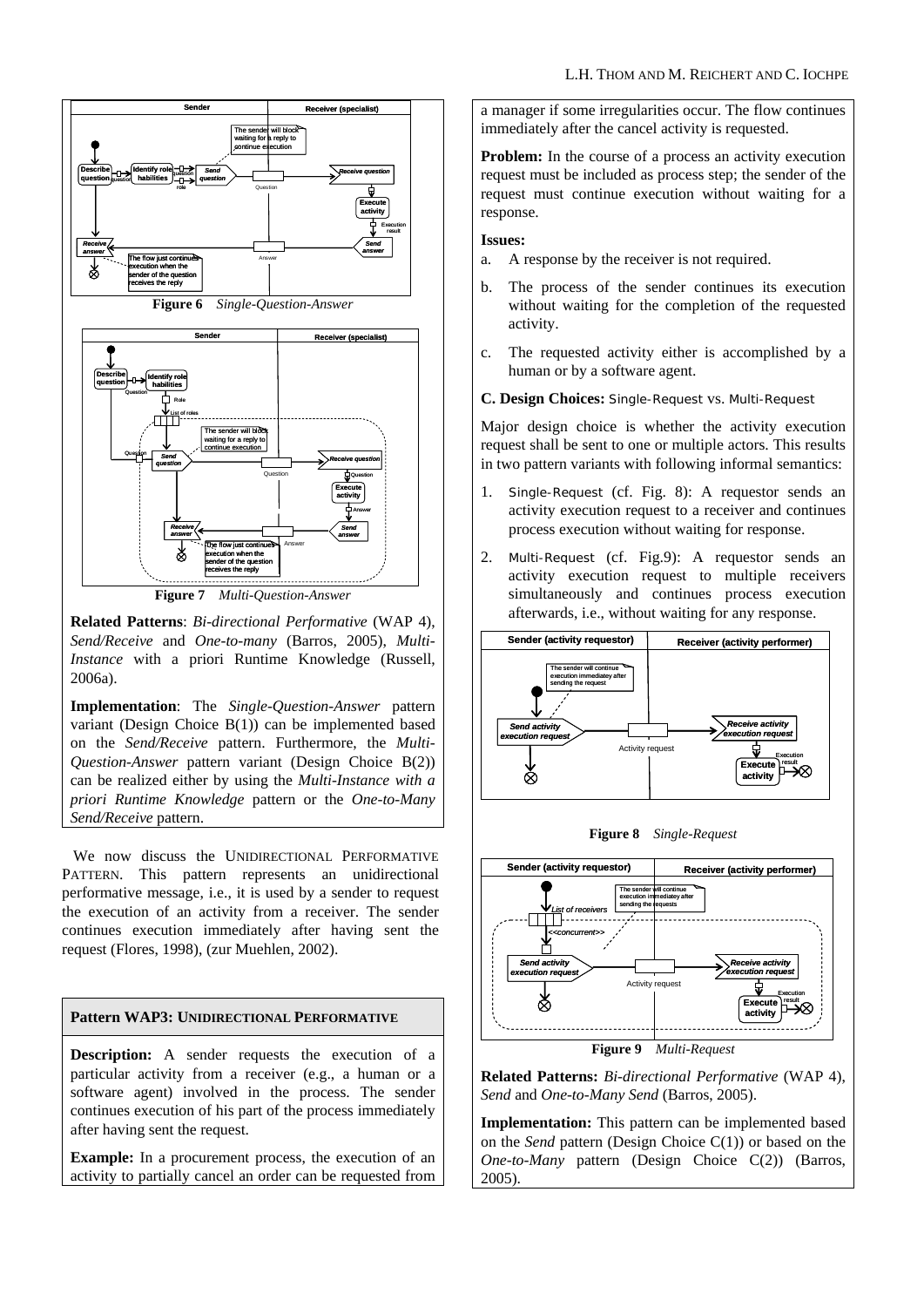**Figure 6** *Single-Question-Answer*

**Figure 7** *Multi-Question-Answer*

**Related Patterns**: *Bi-directional Performative* (WAP 4), *Send/Receive* and *One-to-many* (Barros, 2005), *Multi-Instance* with a priori Runtime Knowledge (Russell, 2006a).

**Implementation**: The *Single-Question-Answer* pattern variant (Design Choice B(1)) can be implemented based on the *Send/Receive* pattern. Furthermore, the *Multi-Question-Answer* pattern variant (Design Choice B(2)) can be realized either by using the *Multi-Instance with a priori Runtime Knowledge* pattern or the *One-to-Many Send/Receive* pattern.

We now discuss the UNIDIRECTIONAL PERFORMATIVE PATTERN. This pattern represents an unidirectional performative message, i.e., it is used by a sender to request the execution of an activity from a receiver. The sender continues execution immediately after having sent the request (Flores, 1998), (zur Muehlen, 2002).

### Pattern WAP3: UNIDIRECTIONAL PERFORMATIVE

**Description:** A sender requests the execution of a particular activity from a receiver (e.g., a human or a software agent) involved in the process. The sender continues execution of his part of the process immediately after having sent the request.

**Example:** In a procurement process, the execution of an activity to partially cancel an order can be requested from a manager if some irregularities occur. The flow continues immediately after the cancel activity is requested.

**Problem:** In the course of a process an activity execution request must be included as process step; the sender of the request must continue execution without waiting for a response.

**Issues:**

a. A response by the receiver is not required.

b. The process of the sender continues its execution without waiting for the completion of the requested activity.

c. The requested activity either is accomplished by a human or by a software agent.

**C. Design Choices:** Single-Request vs. Multi-Request

Major design choice is whether the activity execution request shall be sent to one or multiple actors. This results in two pattern variants with following informal semantics:

1. Single-Request (cf. Fig. 8): A requestor sends an activity execution request to a receiver and continues process execution without waiting for response.
2. Multi-Request (cf. Fig.9): A requestor sends an activity execution request to multiple receivers simultaneously and continues process execution afterwards, i.e., without waiting for any response.

**Figure 8** *Single-Request*

**Figure 9** *Multi-Request*

**Related Patterns:** *Bi-directional Performative* (WAP 4), *Send* and *One-to-Many Send* (Barros, 2005).

**Implementation:** This pattern can be implemented based on the *Send* pattern (Design Choice C(1)) or based on the *One-to-Many* pattern (Design Choice C(2)) (Barros, 2005).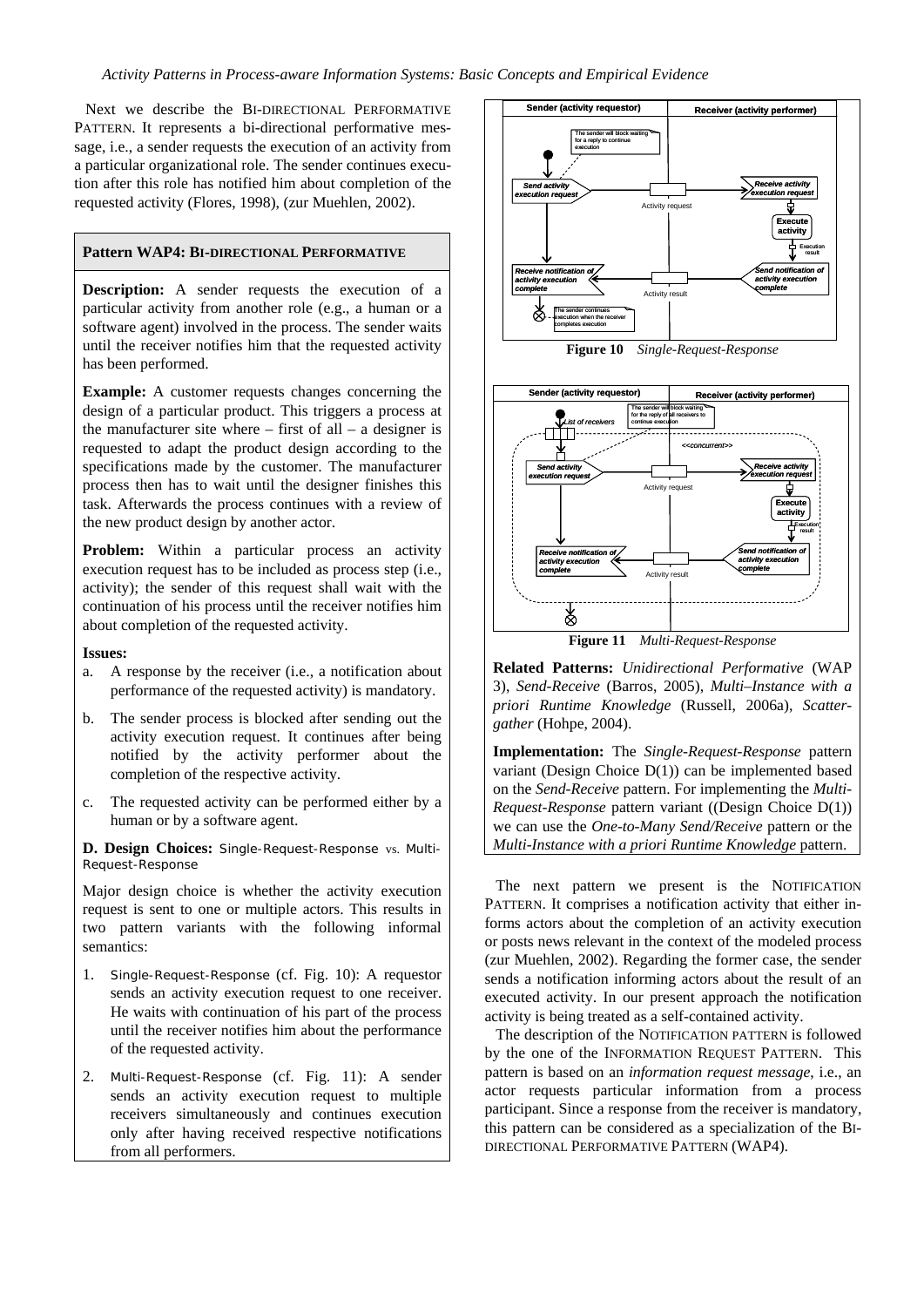Next we describe the BI-DIRECTIONAL PERFORMATIVE PATTERN. It represents a bi-directional performative message, i.e., a sender requests the execution of an activity from a particular organizational role. The sender continues execution after this role has notified him about completion of the requested activity (Flores, 1998), (zur Muehlen, 2002).

### Pattern WAP4: BI-DIRECTIONAL PERFORMATIVE

**Description:** A sender requests the execution of a particular activity from another role (e.g., a human or a software agent) involved in the process. The sender waits until the receiver notifies him that the requested activity has been performed.

**Example:** A customer requests changes concerning the design of a particular product. This triggers a process at the manufacturer site where – first of all – a designer is requested to adapt the product design according to the specifications made by the customer. The manufacturer process then has to wait until the designer finishes this task. Afterwards the process continues with a review of the new product design by another actor.

**Problem:** Within a particular process an activity execution request has to be included as process step (i.e., activity); the sender of this request shall wait with the continuation of his process until the receiver notifies him about completion of the requested activity.

**Issues:**

a. A response by the receiver (i.e., a notification about performance of the requested activity) is mandatory.

b. The sender process is blocked after sending out the activity execution request. It continues after being notified by the activity performer about the completion of the respective activity.

c. The requested activity can be performed either by a human or by a software agent.

**D. Design Choices:** Single-Request-Response vs. Multi-Request-Response

Major design choice is whether the activity execution request is sent to one or multiple actors. This results in two pattern variants with the following informal semantics:

1. Single-Request-Response (cf. Fig. 10): A requestor sends an activity execution request to one receiver. He waits with continuation of his part of the process until the receiver notifies him about the performance of the requested activity.

2. Multi-Request-Response (cf. Fig. 11): A sender sends an activity execution request to multiple receivers simultaneously and continues execution only after having received respective notifications from all performers.

**Figure 10** *Single-Request-Response*

**Figure 11** *Multi-Request-Response*

**Related Patterns:** *Unidirectional Performative* (WAP 3), *Send-Receive* (Barros, 2005), *Multi–Instance with a priori Runtime Knowledge* (Russell, 2006a), *Scatter-gather* (Hohpe, 2004).

**Implementation:** The *Single-Request-Response* pattern variant (Design Choice D(1)) can be implemented based on the *Send-Receive* pattern. For implementing the *Multi-Request-Response* pattern variant ((Design Choice D(1)) we can use the *One-to-Many Send/Receive* pattern or the *Multi-Instance with a priori Runtime Knowledge* pattern.

The next pattern we present is the NOTIFICATION PATTERN. It comprises a notification activity that either informs actors about the completion of an activity execution or posts news relevant in the context of the modeled process (zur Muehlen, 2002). Regarding the former case, the sender sends a notification informing actors about the result of an executed activity. In our present approach the notification activity is being treated as a self-contained activity.

The description of the NOTIFICATION PATTERN is followed by the one of the INFORMATION REQUEST PATTERN. This pattern is based on an *information request message*, i.e., an actor requests particular information from a process participant. Since a response from the receiver is mandatory, this pattern can be considered as a specialization of the BI-DIRECTIONAL PERFORMATIVE PATTERN (WAP4).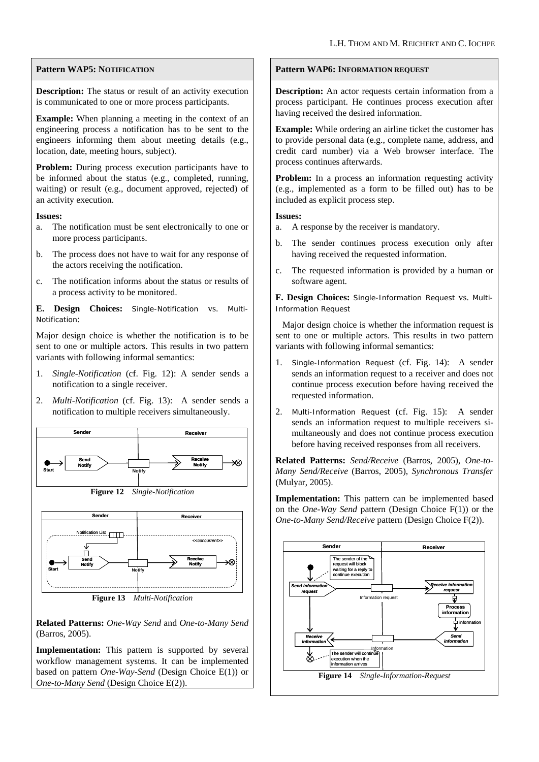### Pattern WAP5: Notification

**Description:** The status or result of an activity execution is communicated to one or more process participants.

**Example:** When planning a meeting in the context of an engineering process a notification has to be sent to the engineers informing them about meeting details (e.g., location, date, meeting hours, subject).

**Problem:** During process execution participants have to be informed about the status (e.g., completed, running, waiting) or result (e.g., document approved, rejected) of an activity execution.

**Issues:**

a. The notification must be sent electronically to one or more process participants.

b. The process does not have to wait for any response of the actors receiving the notification.

c. The notification informs about the status or results of a process activity to be monitored.

**E. Design Choices:** Single-Notification vs. Multi-Notification:

Major design choice is whether the notification is to be sent to one or multiple actors. This results in two pattern variants with following informal semantics:

1. *Single-Notification* (cf. Fig. 12): A sender sends a notification to a single receiver.
2. *Multi-Notification* (cf. Fig. 13): A sender sends a notification to multiple receivers simultaneously.

**Figure 12** *Single-Notification*

**Figure 13** *Multi-Notification*

**Related Patterns:** *One-Way Send* and *One-to-Many Send* (Barros, 2005).

**Implementation:** This pattern is supported by several workflow management systems. It can be implemented based on pattern *One-Way-Send* (Design Choice E(1)) or *One-to-Many Send* (Design Choice E(2)).

### Pattern WAP6: Information Request

**Description:** An actor requests certain information from a process participant. He continues process execution after having received the desired information.

**Example:** While ordering an airline ticket the customer has to provide personal data (e.g., complete name, address, and credit card number) via a Web browser interface. The process continues afterwards.

**Problem:** In a process an information requesting activity (e.g., implemented as a form to be filled out) has to be included as explicit process step.

**Issues:**

a. A response by the receiver is mandatory.

b. The sender continues process execution only after having received the requested information.

c. The requested information is provided by a human or software agent.

**F. Design Choices:** Single-Information Request vs. Multi-Information Request

Major design choice is whether the information request is sent to one or multiple actors. This results in two pattern variants with following informal semantics:

1. Single-Information Request (cf. Fig. 14): A sender sends an information request to a receiver and does not continue process execution before having received the requested information.
2. Multi-Information Request (cf. Fig. 15): A sender sends an information request to multiple receivers simultaneously and does not continue process execution before having received responses from all receivers.

**Related Patterns:** *Send/Receive* (Barros, 2005), *One-to-Many Send/Receive* (Barros, 2005), *Synchronous Transfer* (Mulyar, 2005).

**Implementation:** This pattern can be implemented based on the *One-Way Send* pattern (Design Choice F(1)) or the *One-to-Many Send/Receive* pattern (Design Choice F(2)).

**Figure 14** *Single-Information-Request*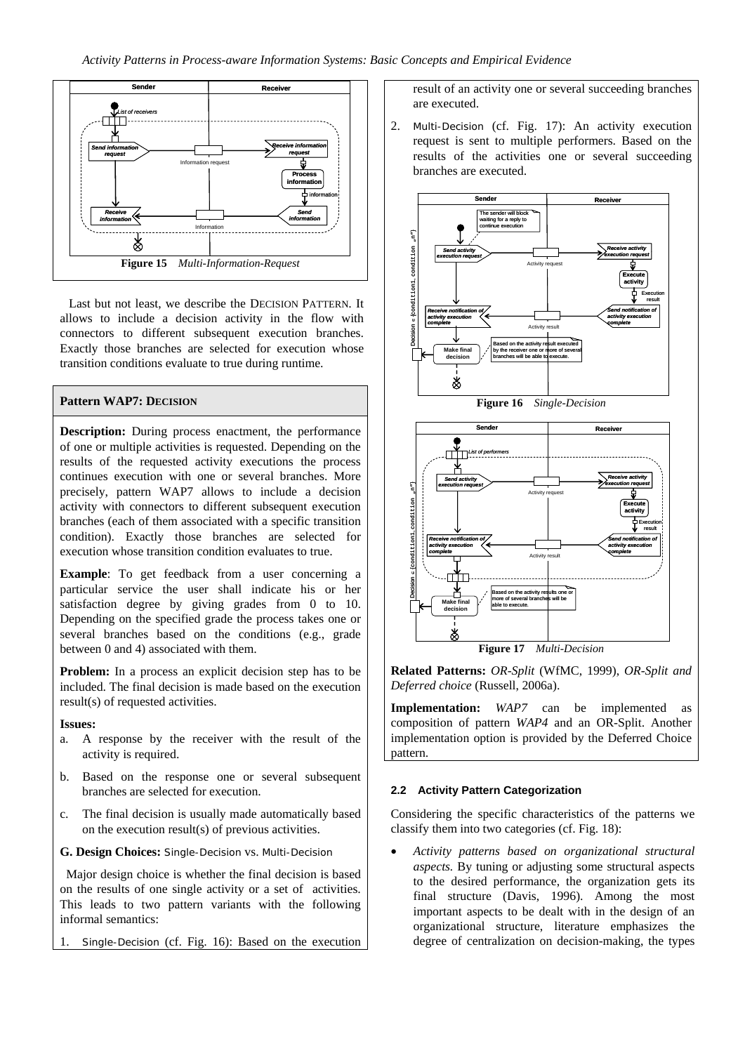**Figure 15** *Multi-Information-Request*

Last but not least, we describe the DECISION PATTERN. It allows to include a decision activity in the flow with connectors to different subsequent execution branches. Exactly those branches are selected for execution whose transition conditions evaluate to true during runtime.

**Pattern WAP7: DECISION**

**Description:** During process enactment, the performance of one or multiple activities is requested. Depending on the results of the requested activity executions the process continues execution with one or several branches. More precisely, pattern WAP7 allows to include a decision activity with connectors to different subsequent execution branches (each of them associated with a specific transition condition). Exactly those branches are selected for execution whose transition condition evaluates to true.

**Example**: To get feedback from a user concerning a particular service the user shall indicate his or her satisfaction degree by giving grades from 0 to 10. Depending on the specified grade the process takes one or several branches based on the conditions (e.g., grade between 0 and 4) associated with them.

**Problem:** In a process an explicit decision step has to be included. The final decision is made based on the execution result(s) of requested activities.

**Issues:**

a. A response by the receiver with the result of the activity is required.

b. Based on the response one or several subsequent branches are selected for execution.

c. The final decision is usually made automatically based on the execution result(s) of previous activities.

**G. Design Choices:** Single-Decision vs. Multi-Decision

Major design choice is whether the final decision is based on the results of one single activity or a set of activities. This leads to two pattern variants with the following informal semantics:

1. Single-Decision (cf. Fig. 16): Based on the execution result of an activity one or several succeeding branches are executed.

2. Multi-Decision (cf. Fig. 17): An activity execution request is sent to multiple performers. Based on the results of the activities one or several succeeding branches are executed.

**Figure 16** *Single-Decision*

**Figure 17** *Multi-Decision*

**Related Patterns:** *OR-Split* (WfMC, 1999), *OR-Split and Deferred choice* (Russell, 2006a).

**Implementation:** *WAP7* can be implemented as composition of pattern *WAP4* and an OR-Split. Another implementation option is provided by the Deferred Choice pattern.

### 2.2 Activity Pattern Categorization

Considering the specific characteristics of the patterns we classify them into two categories (cf. Fig. 18):

- *Activity patterns based on organizational structural aspects.* By tuning or adjusting some structural aspects to the desired performance, the organization gets its final structure (Davis, 1996). Among the most important aspects to be dealt with in the design of an organizational structure, literature emphasizes the degree of centralization on decision-making, the types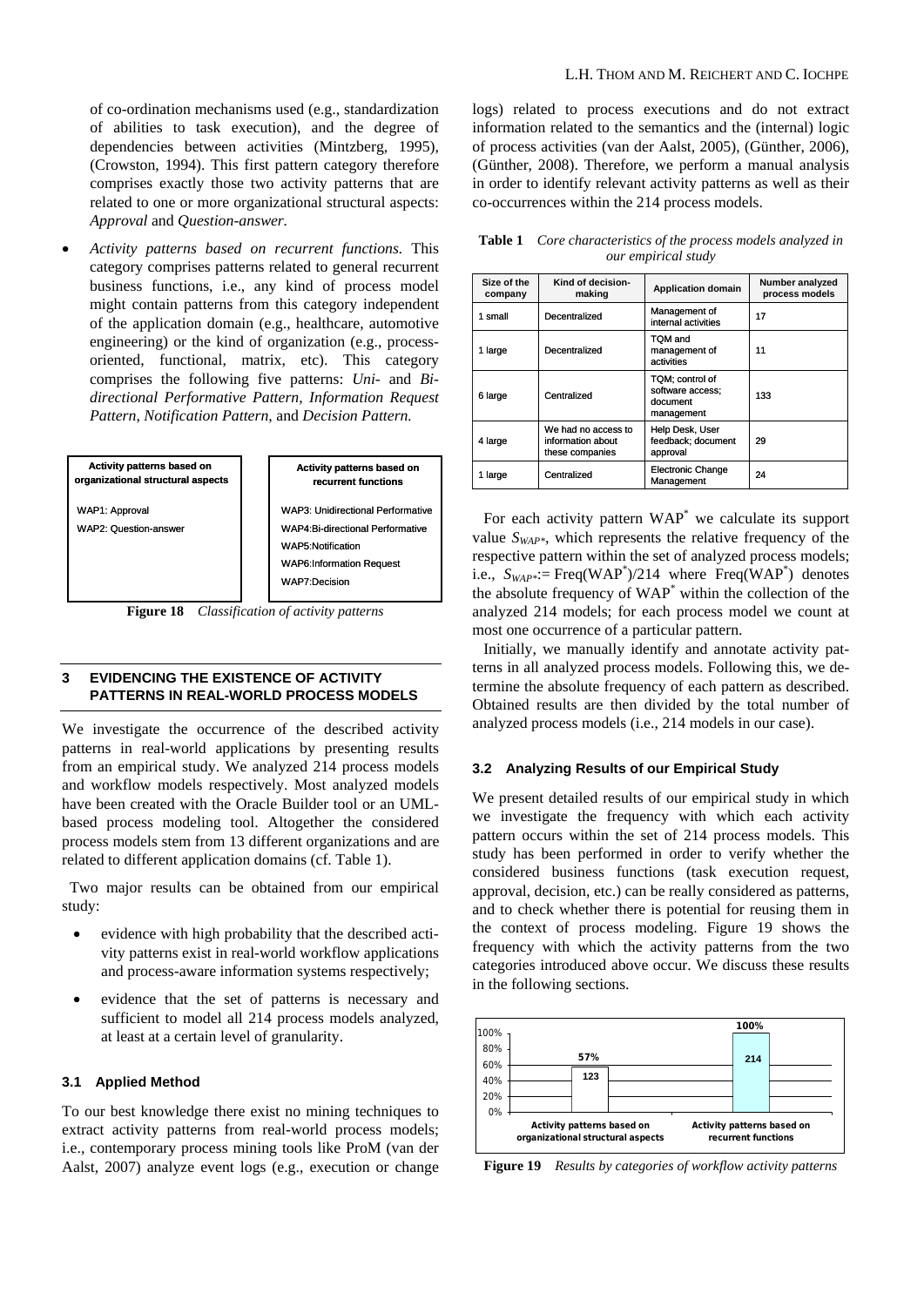of co-ordination mechanisms used (e.g., standardization of abilities to task execution), and the degree of dependencies between activities (Mintzberg, 1995), (Crowston, 1994). This first pattern category therefore comprises exactly those two activity patterns that are related to one or more organizational structural aspects: *Approval* and *Question-answer.*

- *Activity patterns based on recurrent functions.* This category comprises patterns related to general recurrent business functions, i.e., any kind of process model might contain patterns from this category independent of the application domain (e.g., healthcare, automotive engineering) or the kind of organization (e.g., process-oriented, functional, matrix, etc). This category comprises the following five patterns: *Uni-* and *Bi-directional Performative Pattern*, *Information Request Pattern*, *Notification Pattern,* and *Decision Pattern.*

| Activity patterns based on organizational structural aspects | Activity patterns based on recurrent functions |
|---|---|
| WAP1: Approval | WAP3: Unidirectional Performative |
| WAP2: Question-answer | WAP4:Bi-directional Performative |
| | WAP5:Notification |
| | WAP6:Information Request |
| | WAP7:Decision |

**Figure 18** *Classification of activity patterns*

## 3 EVIDENCING THE EXISTENCE OF ACTIVITY PATTERNS IN REAL-WORLD PROCESS MODELS

We investigate the occurrence of the described activity patterns in real-world applications by presenting results from an empirical study. We analyzed 214 process models and workflow models respectively. Most analyzed models have been created with the Oracle Builder tool or an UML-based process modeling tool. Altogether the considered process models stem from 13 different organizations and are related to different application domains (cf. Table 1).

Two major results can be obtained from our empirical study:

- evidence with high probability that the described activity patterns exist in real-world workflow applications and process-aware information systems respectively;
- evidence that the set of patterns is necessary and sufficient to model all 214 process models analyzed, at least at a certain level of granularity.

### 3.1 Applied Method

To our best knowledge there exist no mining techniques to extract activity patterns from real-world process models; i.e., contemporary process mining tools like ProM (van der Aalst, 2007) analyze event logs (e.g., execution or change logs) related to process executions and do not extract information related to the semantics and the (internal) logic of process activities (van der Aalst, 2005), (Günther, 2006), (Günther, 2008). Therefore, we perform a manual analysis in order to identify relevant activity patterns as well as their co-occurrences within the 214 process models.

**Table 1** *Core characteristics of the process models analyzed in our empirical study*

| Size of the company | Kind of decision-making | Application domain | Number analyzed process models |
|---|---|---|---|
| 1 small | Decentralized | Management of internal activities | 17 |
| 1 large | Decentralized | TQM and management of activities | 11 |
| 6 large | Centralized | TQM; control of software access; document management | 133 |
| 4 large | We had no access to information about these companies | Help Desk, User feedback; document approval | 29 |
| 1 large | Centralized | Electronic Change Management | 24 |

For each activity pattern $WAP^{*}$ we calculate its support value $S_{WAP^{*}}$, which represents the relative frequency of the respective pattern within the set of analyzed process models; i.e., $S_{WAP^{*}} := \text{Freq}(WAP^{*})/214$ where $\text{Freq}(WAP^{*})$ denotes the absolute frequency of $WAP^{*}$ within the collection of the analyzed 214 models; for each process model we count at most one occurrence of a particular pattern.

Initially, we manually identify and annotate activity patterns in all analyzed process models. Following this, we determine the absolute frequency of each pattern as described. Obtained results are then divided by the total number of analyzed process models (i.e., 214 models in our case).

### 3.2 Analyzing Results of our Empirical Study

We present detailed results of our empirical study in which we investigate the frequency with which each activity pattern occurs within the set of 214 process models. This study has been performed in order to verify whether the considered business functions (task execution request, approval, decision, etc.) can be really considered as patterns, and to check whether there is potential for reusing them in the context of process modeling. Figure 19 shows the frequency with which the activity patterns from the two categories introduced above occur. We discuss these results in the following sections.

| Category | Percentage | Number of models |
|---|---|---|
| Activity patterns based on organizational structural aspects | 57% | 123 |
| Activity patterns based on recurrent functions | 100% | 214 |

**Figure 19** *Results by categories of workflow activity patterns*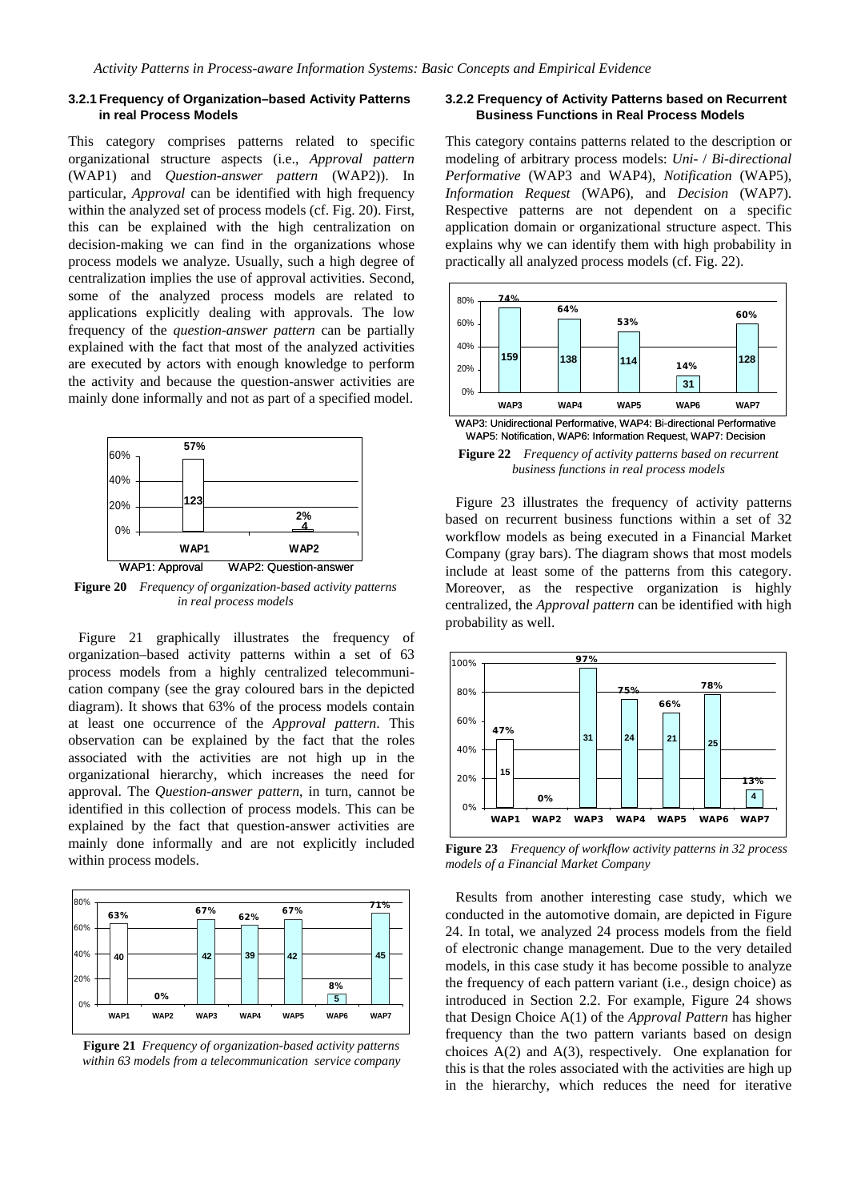### 3.2.1 Frequency of Organization–based Activity Patterns in real Process Models

This category comprises patterns related to specific organizational structure aspects (i.e., *Approval pattern* (WAP1) and *Question-answer pattern* (WAP2)). In particular, *Approval* can be identified with high frequency within the analyzed set of process models (cf. Fig. 20). First, this can be explained with the high centralization on decision-making we can find in the organizations whose process models we analyze. Usually, such a high degree of centralization implies the use of approval activities. Second, some of the analyzed process models are related to applications explicitly dealing with approvals. The low frequency of the *question-answer pattern* can be partially explained with the fact that most of the analyzed activities are executed by actors with enough knowledge to perform the activity and because the question-answer activities are mainly done informally and not as part of a specified model.

| | WAP1 | WAP2 |
|---|---|---|
| Percentage | 57% | 2% |
| Count | 123 | 4 |

WAP1: Approval WAP2: Question-answer

**Figure 20** *Frequency of organization-based activity patterns in real process models*

Figure 21 graphically illustrates the frequency of organization–based activity patterns within a set of 63 process models from a highly centralized telecommunication company (see the gray coloured bars in the depicted diagram). It shows that 63% of the process models contain at least one occurrence of the *Approval pattern*. This observation can be explained by the fact that the roles associated with the activities are not high up in the organizational hierarchy, which increases the need for approval. The *Question-answer pattern*, in turn, cannot be identified in this collection of process models. This can be explained by the fact that question-answer activities are mainly done informally and are not explicitly included within process models.

| | WAP1 | WAP2 | WAP3 | WAP4 | WAP5 | WAP6 | WAP7 |
|---|---|---|---|---|---|---|---|
| Percentage | 63% | 0% | 67% | 62% | 67% | 8% | 71% |
| Count | 40 | | 42 | 39 | 42 | 5 | 45 |

**Figure 21** *Frequency of organization-based activity patterns within 63 models from a telecommunication service company*

### 3.2.2 Frequency of Activity Patterns based on Recurrent Business Functions in Real Process Models

This category contains patterns related to the description or modeling of arbitrary process models: *Uni-* / *Bi-directional Performative* (WAP3 and WAP4), *Notification* (WAP5), *Information Request* (WAP6), and *Decision* (WAP7). Respective patterns are not dependent on a specific application domain or organizational structure aspect. This explains why we can identify them with high probability in practically all analyzed process models (cf. Fig. 22).

| | WAP3 | WAP4 | WAP5 | WAP6 | WAP7 |
|---|---|---|---|---|---|
| Percentage | 74% | 64% | 53% | 14% | 60% |
| Count | 159 | 138 | 114 | 31 | 128 |

WAP3: Unidirectional Performative, WAP4: Bi-directional Performative
WAP5: Notification, WAP6: Information Request, WAP7: Decision

**Figure 22** *Frequency of activity patterns based on recurrent business functions in real process models*

Figure 23 illustrates the frequency of activity patterns based on recurrent business functions within a set of 32 workflow models as being executed in a Financial Market Company (gray bars). The diagram shows that most models include at least some of the patterns from this category. Moreover, as the respective organization is highly centralized, the *Approval pattern* can be identified with high probability as well.

| | WAP1 | WAP2 | WAP3 | WAP4 | WAP5 | WAP6 | WAP7 |
|---|---|---|---|---|---|---|---|
| Percentage | 47% | 0% | 97% | 75% | 66% | 78% | 13% |
| Count | 15 | | 31 | 24 | 21 | 25 | 4 |

**Figure 23** *Frequency of workflow activity patterns in 32 process models of a Financial Market Company*

Results from another interesting case study, which we conducted in the automotive domain, are depicted in Figure 24. In total, we analyzed 24 process models from the field of electronic change management. Due to the very detailed models, in this case study it has become possible to analyze the frequency of each pattern variant (i.e., design choice) as introduced in Section 2.2. For example, Figure 24 shows that Design Choice A(1) of the *Approval Pattern* has higher frequency than the two pattern variants based on design choices A(2) and A(3), respectively. One explanation for this is that the roles associated with the activities are high up in the hierarchy, which reduces the need for iterative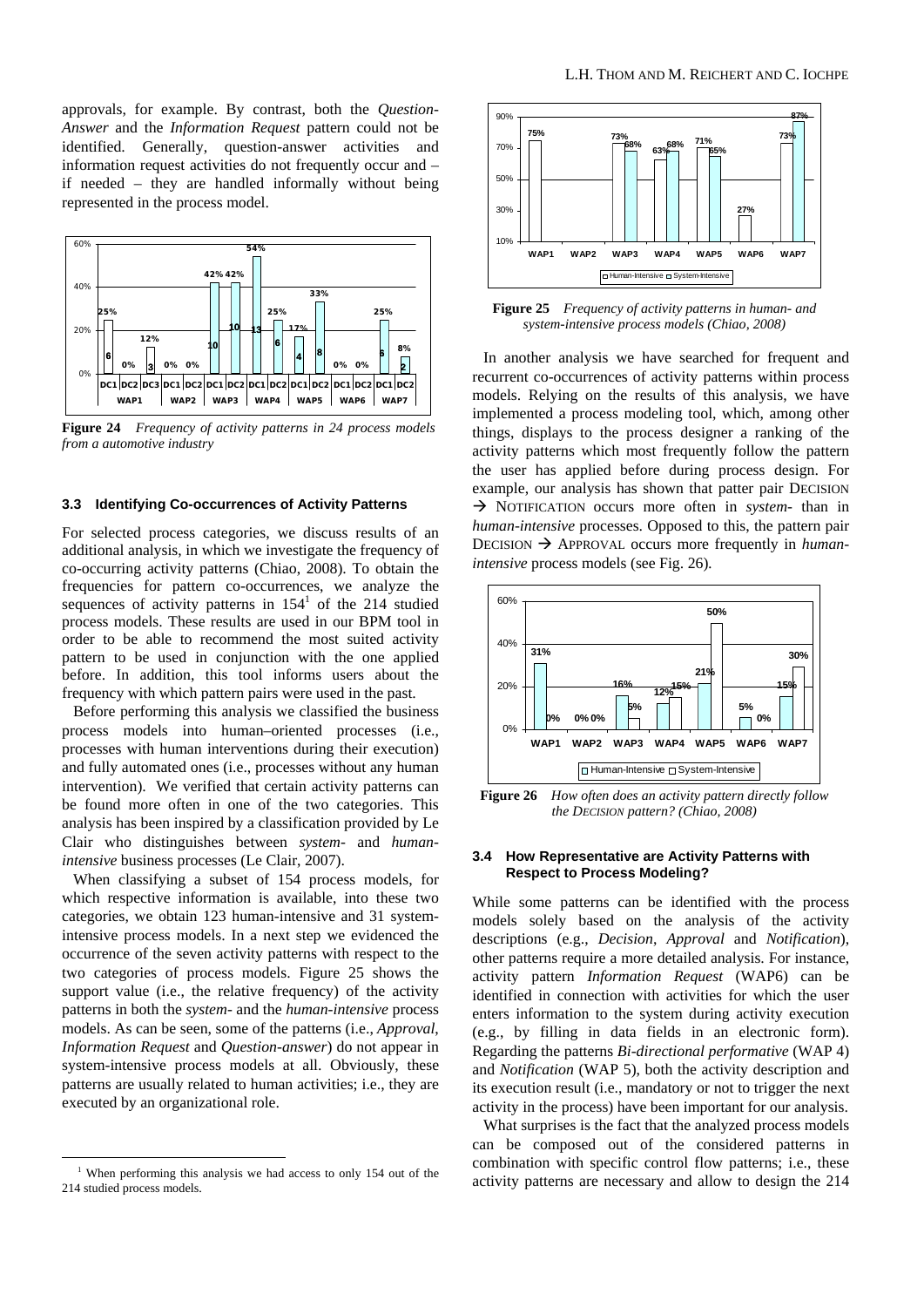approvals, for example. By contrast, both the *Question-Answer* and the *Information Request* pattern could not be identified. Generally, question-answer activities and information request activities do not frequently occur and – if needed – they are handled informally without being represented in the process model.

**Figure 24** *Frequency of activity patterns in 24 process models from a automotive industry*

### 3.3 Identifying Co-occurrences of Activity Patterns

For selected process categories, we discuss results of an additional analysis, in which we investigate the frequency of co-occurring activity patterns (Chiao, 2008). To obtain the frequencies for pattern co-occurrences, we analyze the sequences of activity patterns in 154[1] of the 214 studied process models. These results are used in our BPM tool in order to be able to recommend the most suited activity pattern to be used in conjunction with the one applied before. In addition, this tool informs users about the frequency with which pattern pairs were used in the past.

Before performing this analysis we classified the business process models into human–oriented processes (i.e., processes with human interventions during their execution) and fully automated ones (i.e., processes without any human intervention). We verified that certain activity patterns can be found more often in one of the two categories. This analysis has been inspired by a classification provided by Le Clair who distinguishes between *system-* and *human-intensive* business processes (Le Clair, 2007).

When classifying a subset of 154 process models, for which respective information is available, into these two categories, we obtain 123 human-intensive and 31 system-intensive process models. In a next step we evidenced the occurrence of the seven activity patterns with respect to the two categories of process models. Figure 25 shows the support value (i.e., the relative frequency) of the activity patterns in both the *system-* and the *human-intensive* process models. As can be seen, some of the patterns (i.e., *Approval*, *Information Request* and *Question-answer*) do not appear in system-intensive process models at all. Obviously, these patterns are usually related to human activities; i.e., they are executed by an organizational role.

[1] When performing this analysis we had access to only 154 out of the 214 studied process models.

**Figure 25** *Frequency of activity patterns in human- and system-intensive process models (Chiao, 2008)*

In another analysis we have searched for frequent and recurrent co-occurrences of activity patterns within process models. Relying on the results of this analysis, we have implemented a process modeling tool, which, among other things, displays to the process designer a ranking of the activity patterns which most frequently follow the pattern the user has applied before during process design. For example, our analysis has shown that patter pair DECISION → NOTIFICATION occurs more often in *system-* than in *human-intensive* processes. Opposed to this, the pattern pair DECISION → APPROVAL occurs more frequently in *human-intensive* process models (see Fig. 26).

**Figure 26** *How often does an activity pattern directly follow the DECISION pattern? (Chiao, 2008)*

### 3.4 How Representative are Activity Patterns with Respect to Process Modeling?

While some patterns can be identified with the process models solely based on the analysis of the activity descriptions (e.g., *Decision*, *Approval* and *Notification*), other patterns require a more detailed analysis. For instance, activity pattern *Information Request* (WAP6) can be identified in connection with activities for which the user enters information to the system during activity execution (e.g., by filling in data fields in an electronic form). Regarding the patterns *Bi-directional performative* (WAP 4) and *Notification* (WAP 5), both the activity description and its execution result (i.e., mandatory or not to trigger the next activity in the process) have been important for our analysis.

What surprises is the fact that the analyzed process models can be composed out of the considered patterns in combination with specific control flow patterns; i.e., these activity patterns are necessary and allow to design the 214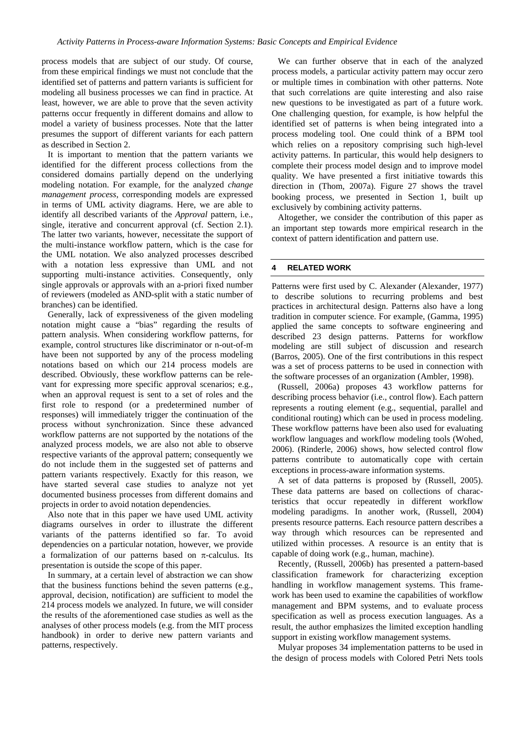process models that are subject of our study. Of course, from these empirical findings we must not conclude that the identified set of patterns and pattern variants is sufficient for modeling all business processes we can find in practice. At least, however, we are able to prove that the seven activity patterns occur frequently in different domains and allow to model a variety of business processes. Note that the latter presumes the support of different variants for each pattern as described in Section 2.

It is important to mention that the pattern variants we identified for the different process collections from the considered domains partially depend on the underlying modeling notation. For example, for the analyzed *change management process*, corresponding models are expressed in terms of UML activity diagrams. Here, we are able to identify all described variants of the *Approval* pattern, i.e., single, iterative and concurrent approval (cf. Section 2.1). The latter two variants, however, necessitate the support of the multi-instance workflow pattern, which is the case for the UML notation. We also analyzed processes described with a notation less expressive than UML and not supporting multi-instance activities. Consequently, only single approvals or approvals with an a-priori fixed number of reviewers (modeled as AND-split with a static number of branches) can be identified.

Generally, lack of expressiveness of the given modeling notation might cause a "bias" regarding the results of pattern analysis. When considering workflow patterns, for example, control structures like discriminator or n-out-of-m have been not supported by any of the process modeling notations based on which our 214 process models are described. Obviously, these workflow patterns can be relevant for expressing more specific approval scenarios; e.g., when an approval request is sent to a set of roles and the first role to respond (or a predetermined number of responses) will immediately trigger the continuation of the process without synchronization. Since these advanced workflow patterns are not supported by the notations of the analyzed process models, we are also not able to observe respective variants of the approval pattern; consequently we do not include them in the suggested set of patterns and pattern variants respectively. Exactly for this reason, we have started several case studies to analyze not yet documented business processes from different domains and projects in order to avoid notation dependencies.

Also note that in this paper we have used UML activity diagrams ourselves in order to illustrate the different variants of the patterns identified so far. To avoid dependencies on a particular notation, however, we provide a formalization of our patterns based on $\pi$-calculus. Its presentation is outside the scope of this paper.

In summary, at a certain level of abstraction we can show that the business functions behind the seven patterns (e.g., approval, decision, notification) are sufficient to model the 214 process models we analyzed. In future, we will consider the results of the aforementioned case studies as well as the analyses of other process models (e.g. from the MIT process handbook) in order to derive new pattern variants and patterns, respectively.

We can further observe that in each of the analyzed process models, a particular activity pattern may occur zero or multiple times in combination with other patterns. Note that such correlations are quite interesting and also raise new questions to be investigated as part of a future work. One challenging question, for example, is how helpful the identified set of patterns is when being integrated into a process modeling tool. One could think of a BPM tool which relies on a repository comprising such high-level activity patterns. In particular, this would help designers to complete their process model design and to improve model quality. We have presented a first initiative towards this direction in (Thom, 2007a). Figure 27 shows the travel booking process, we presented in Section 1, built up exclusively by combining activity patterns.

Altogether, we consider the contribution of this paper as an important step towards more empirical research in the context of pattern identification and pattern use.

## 4 RELATED WORK

Patterns were first used by C. Alexander (Alexander, 1977) to describe solutions to recurring problems and best practices in architectural design. Patterns also have a long tradition in computer science. For example, (Gamma, 1995) applied the same concepts to software engineering and described 23 design patterns. Patterns for workflow modeling are still subject of discussion and research (Barros, 2005). One of the first contributions in this respect was a set of process patterns to be used in connection with the software processes of an organization (Ambler, 1998).

(Russell, 2006a) proposes 43 workflow patterns for describing process behavior (i.e., control flow). Each pattern represents a routing element (e.g., sequential, parallel and conditional routing) which can be used in process modeling. These workflow patterns have been also used for evaluating workflow languages and workflow modeling tools (Wohed, 2006). (Rinderle, 2006) shows, how selected control flow patterns contribute to automatically cope with certain exceptions in process-aware information systems.

A set of data patterns is proposed by (Russell, 2005). These data patterns are based on collections of characteristics that occur repeatedly in different workflow modeling paradigms. In another work, (Russell, 2004) presents resource patterns. Each resource pattern describes a way through which resources can be represented and utilized within processes. A resource is an entity that is capable of doing work (e.g., human, machine).

Recently, (Russell, 2006b) has presented a pattern-based classification framework for characterizing exception handling in workflow management systems. This framework has been used to examine the capabilities of workflow management and BPM systems, and to evaluate process specification as well as process execution languages. As a result, the author emphasizes the limited exception handling support in existing workflow management systems.

Mulyar proposes 34 implementation patterns to be used in the design of process models with Colored Petri Nets tools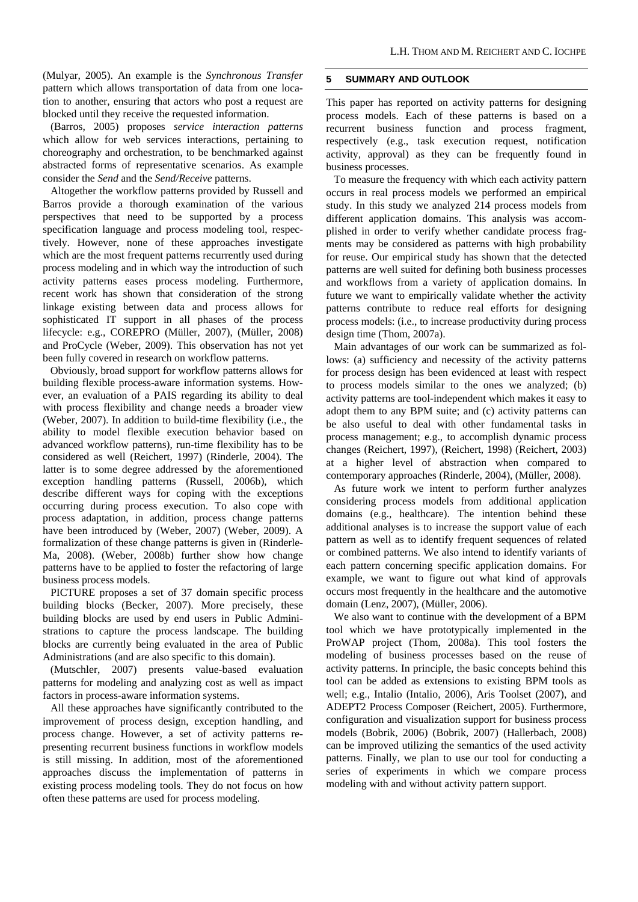(Mulyar, 2005). An example is the *Synchronous Transfer* pattern which allows transportation of data from one location to another, ensuring that actors who post a request are blocked until they receive the requested information.

(Barros, 2005) proposes *service interaction patterns* which allow for web services interactions, pertaining to choreography and orchestration, to be benchmarked against abstracted forms of representative scenarios. As example consider the *Send* and the *Send/Receive* patterns.

Altogether the workflow patterns provided by Russell and Barros provide a thorough examination of the various perspectives that need to be supported by a process specification language and process modeling tool, respectively. However, none of these approaches investigate which are the most frequent patterns recurrently used during process modeling and in which way the introduction of such activity patterns eases process modeling. Furthermore, recent work has shown that consideration of the strong linkage existing between data and process allows for sophisticated IT support in all phases of the process lifecycle: e.g., COREPRO (Müller, 2007), (Müller, 2008) and ProCycle (Weber, 2009). This observation has not yet been fully covered in research on workflow patterns.

Obviously, broad support for workflow patterns allows for building flexible process-aware information systems. However, an evaluation of a PAIS regarding its ability to deal with process flexibility and change needs a broader view (Weber, 2007). In addition to build-time flexibility (i.e., the ability to model flexible execution behavior based on advanced workflow patterns), run-time flexibility has to be considered as well (Reichert, 1997) (Rinderle, 2004). The latter is to some degree addressed by the aforementioned exception handling patterns (Russell, 2006b), which describe different ways for coping with the exceptions occurring during process execution. To also cope with process adaptation, in addition, process change patterns have been introduced by (Weber, 2007) (Weber, 2009). A formalization of these change patterns is given in (Rinderle-Ma, 2008). (Weber, 2008b) further show how change patterns have to be applied to foster the refactoring of large business process models.

PICTURE proposes a set of 37 domain specific process building blocks (Becker, 2007). More precisely, these building blocks are used by end users in Public Administrations to capture the process landscape. The building blocks are currently being evaluated in the area of Public Administrations (and are also specific to this domain).

(Mutschler, 2007) presents value-based evaluation patterns for modeling and analyzing cost as well as impact factors in process-aware information systems.

All these approaches have significantly contributed to the improvement of process design, exception handling, and process change. However, a set of activity patterns representing recurrent business functions in workflow models is still missing. In addition, most of the aforementioned approaches discuss the implementation of patterns in existing process modeling tools. They do not focus on how often these patterns are used for process modeling.

## 5 SUMMARY AND OUTLOOK

This paper has reported on activity patterns for designing process models. Each of these patterns is based on a recurrent business function and process fragment, respectively (e.g., task execution request, notification activity, approval) as they can be frequently found in business processes.

To measure the frequency with which each activity pattern occurs in real process models we performed an empirical study. In this study we analyzed 214 process models from different application domains. This analysis was accomplished in order to verify whether candidate process fragments may be considered as patterns with high probability for reuse. Our empirical study has shown that the detected patterns are well suited for defining both business processes and workflows from a variety of application domains. In future we want to empirically validate whether the activity patterns contribute to reduce real efforts for designing process models: (i.e., to increase productivity during process design time (Thom, 2007a).

Main advantages of our work can be summarized as follows: (a) sufficiency and necessity of the activity patterns for process design has been evidenced at least with respect to process models similar to the ones we analyzed; (b) activity patterns are tool-independent which makes it easy to adopt them to any BPM suite; and (c) activity patterns can be also useful to deal with other fundamental tasks in process management; e.g., to accomplish dynamic process changes (Reichert, 1997), (Reichert, 1998) (Reichert, 2003) at a higher level of abstraction when compared to contemporary approaches (Rinderle, 2004), (Müller, 2008).

As future work we intent to perform further analyzes considering process models from additional application domains (e.g., healthcare). The intention behind these additional analyses is to increase the support value of each pattern as well as to identify frequent sequences of related or combined patterns. We also intend to identify variants of each pattern concerning specific application domains. For example, we want to figure out what kind of approvals occurs most frequently in the healthcare and the automotive domain (Lenz, 2007), (Müller, 2006).

We also want to continue with the development of a BPM tool which we have prototypically implemented in the ProWAP project (Thom, 2008a). This tool fosters the modeling of business processes based on the reuse of activity patterns. In principle, the basic concepts behind this tool can be added as extensions to existing BPM tools as well; e.g., Intalio (Intalio, 2006), Aris Toolset (2007), and ADEPT2 Process Composer (Reichert, 2005). Furthermore, configuration and visualization support for business process models (Bobrik, 2006) (Bobrik, 2007) (Hallerbach, 2008) can be improved utilizing the semantics of the used activity patterns. Finally, we plan to use our tool for conducting a series of experiments in which we compare process modeling with and without activity pattern support.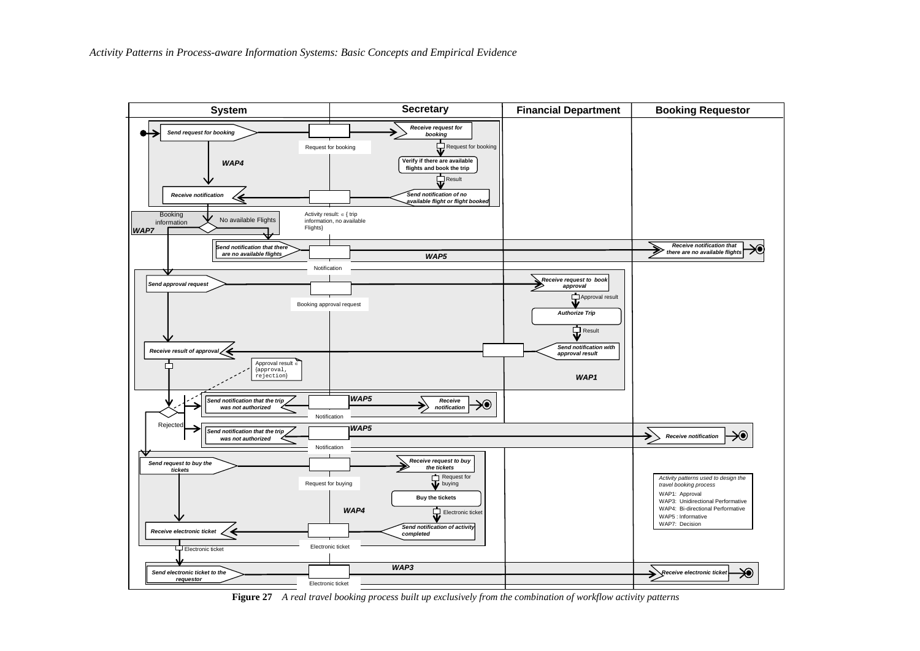| System | Secretary | Financial Department | Booking Requestor |
|---|---|---|---|
| **WAP4** | | | |
| *Send request for booking* → [Request for booking] → | *Receive request for booking* | | |
| | Request for booking | | |
| | Verify if there are available flights and book the trip | | |
| | Result | | |
| *Receive notification* ← | *Send notification of no available flight or flight booked* | | |
| **WAP7** — Booking information / No available Flights (Activity result: ∈ { trip information, no available Flights}) | | | |
| **WAP5** — *Send notification that there are no available flights* → [Notification] → | | | *Receive notification that there are no available flights* |
| **WAP1** — *Send approval request* → [Booking approval request] → | | *Receive request to book approval* | |
| | | Approval result | |
| | | Authorize Trip | |
| | | Result | |
| *Receive result of approval* ← | | *Send notification with approval result* | |
| Approval result ∈ {approval, rejection} | | | |
| **WAP5** — Rejected: *Send notification that the trip was not authorized* → [Notification] → | *Receive notification* | | |
| **WAP5** — Rejected: *Send notification that the trip was not authorized* → [Notification] → | | | *Receive notification* |
| **WAP4** — *Send request to buy the tickets* → [Request for buying] → | *Receive request to buy the tickets* | | |
| | Request for buying | | |
| | Buy the tickets | | |
| | Electronic ticket | | |
| *Receive electronic ticket* ← [Electronic ticket] | *Send notification of activity completed* | | |
| Electronic ticket | | | |
| **WAP3** — *Send electronic ticket to the requestor* → [Electronic ticket] → | | | *Receive electronic ticket* |

*Activity patterns used to design the travel booking process*

- WAP1: Approval
- WAP3: Unidirectional Performative
- WAP4: Bi-directional Performative
- WAP5 : Informative
- WAP7: Decision

**Figure 27** *A real travel booking process built up exclusively from the combination of workflow activity patterns*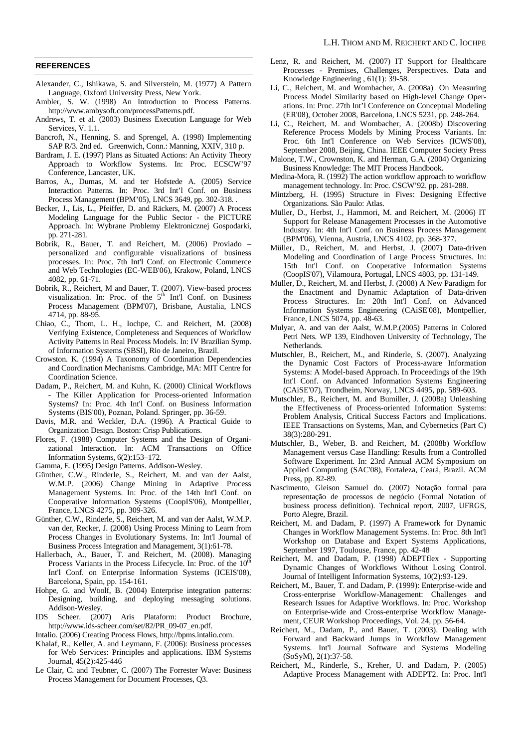## REFERENCES

Alexander, C., Ishikawa, S. and Silverstein, M. (1977) A Pattern Language, Oxford University Press, New York.

Ambler, S. W. (1998) An Introduction to Process Patterns. http://www.ambysoft.com/processPatterns.pdf.

Andrews, T. et al. (2003) Business Execution Language for Web Services, V. 1.1.

Bancroft, N., Henning, S. and Sprengel, A. (1998) Implementing SAP R/3. 2nd ed. Greenwich, Conn.: Manning, XXIV, 310 p.

Bardram, J. E. (1997) Plans as Situated Actions: An Activity Theory Approach to Workflow Systems. In: Proc. ECSCW'97 Conference, Lancaster, UK.

Barros, A., Dumas, M. and ter Hofstede A. (2005) Service Interaction Patterns. In: Proc. 3rd Int'l Conf. on Business Process Management (BPM'05), LNCS 3649, pp. 302-318. .

Becker, J., Lis, L., Pfeiffer, D. and Räckers, M. (2007) A Process Modeling Language for the Public Sector - the PICTURE Approach. In: Wybrane Problemy Elektronicznej Gospodarki, pp. 271-281.

Bobrik, R., Bauer, T. and Reichert, M. (2006) Proviado – personalized and configurable visualizations of business processes. In: Proc. 7th Int'l Conf. on Electronic Commerce and Web Technologies (EC-WEB'06), Krakow, Poland, LNCS 4082, pp. 61-71.

Bobrik, R., Reichert, M and Bauer, T. (2007). View-based process visualization. In: Proc. of the 5th Int'l Conf. on Business Process Management (BPM'07), Brisbane, Austalia, LNCS 4714, pp. 88-95.

Chiao, C., Thom, L. H., Iochpe, C. and Reichert, M. (2008) Verifying Existence, Completeness and Sequences of Workflow Activity Patterns in Real Process Models. In: IV Brazilian Symp. of Information Systems (SBSI), Rio de Janeiro, Brazil.

Crowston. K. (1994) A Taxonomy of Coordination Dependencies and Coordination Mechanisms. Cambridge, MA: MIT Centre for Coordination Science.

Dadam, P., Reichert, M. and Kuhn, K. (2000) Clinical Workflows - The Killer Application for Process-oriented Information Systems? In: Proc. 4th Int'l Conf. on Business Information Systems (BIS'00), Poznan, Poland. Springer, pp. 36-59.

Davis, M.R. and Weckler, D.A. (1996). A Practical Guide to Organization Design. Boston: Crisp Publications.

Flores, F. (1988) Computer Systems and the Design of Organizational Interaction. In: ACM Transactions on Office Information Systems, 6(2):153–172.

Gamma, E. (1995) Design Patterns. Addison-Wesley.

Günther, C.W., Rinderle, S., Reichert, M. and van der Aalst, W.M.P. (2006) Change Mining in Adaptive Process Management Systems. In: Proc. of the 14th Int'l Conf. on Cooperative Information Systems (CoopIS'06), Montpellier, France, LNCS 4275, pp. 309-326.

Günther, C.W., Rinderle, S., Reichert, M. and van der Aalst, W.M.P. van der, Recker, J. (2008) Using Process Mining to Learn from Process Changes in Evolutionary Systems. In: Int'l Journal of Business Process Integration and Management, 3(1):61-78.

Hallerbach, A., Bauer, T. and Reichert, M. (2008). Managing Process Variants in the Process Lifecycle. In: Proc. of the 10th Int'l Conf. on Enterprise Information Systems (ICEIS'08), Barcelona, Spain, pp. 154-161.

Hohpe, G. and Woolf, B. (2004) Enterprise integration patterns: Designing, building, and deploying messaging solutions. Addison-Wesley.

IDS Scheer. (2007) Aris Plataform: Product Brochure, http://www.ids-scheer.com/set/82/PR_09-07_en.pdf.

Intalio. (2006) Creating Process Flows, http://bpms.intalio.com.

Khalaf, R., Keller, A. and Leymann, F. (2006): Business processes for Web Services: Principles and applications. IBM Systems Journal, 45(2):425-446

Le Clair, C. and Teubner, C. (2007) The Forrester Wave: Business Process Management for Document Processes, Q3.

Lenz, R. and Reichert, M. (2007) IT Support for Healthcare Processes - Premises, Challenges, Perspectives. Data and Knowledge Engineering , 61(1): 39-58.

Li, C., Reichert, M. and Wombacher, A. (2008a) On Measuring Process Model Similarity based on High-level Change Operations. In: Proc. 27th Int'l Conference on Conceptual Modeling (ER'08), October 2008, Barcelona, LNCS 5231, pp. 248-264.

Li, C., Reichert, M. and Wombacher, A. (2008b) Discovering Reference Process Models by Mining Process Variants. In: Proc. 6th Int'l Conference on Web Services (ICWS'08), September 2008, Beijing, China. IEEE Computer Society Press

Malone, T.W., Crownston, K. and Herman, G.A. (2004) Organizing Business Knowledge: The MIT Process Handbook.

Medina-Mora, R. (1992) The action workflow approach to workflow management technology. In: Proc. CSCW'92. pp. 281-288.

Mintzberg, H. (1995) Structure in Fives: Designing Effective Organizations. São Paulo: Atlas.

Müller, D., Herbst, J., Hammori, M. and Reichert, M. (2006) IT Support for Release Management Processes in the Automotive Industry. In: 4th Int'l Conf. on Business Process Management (BPM'06), Vienna, Austria, LNCS 4102, pp. 368-377.

Müller, D., Reichert, M. and Herbst, J. (2007) Data-driven Modeling and Coordination of Large Process Structures. In: 15th Int'l Conf. on Cooperative Information Systems (CoopIS'07), Vilamoura, Portugal, LNCS 4803, pp. 131-149.

Müller, D., Reichert, M. and Herbst, J. (2008) A New Paradigm for the Enactment and Dynamic Adaptation of Data-driven Process Structures. In: 20th Int'l Conf. on Advanced Information Systems Engineering (CAiSE'08), Montpellier, France, LNCS 5074, pp. 48-63.

Mulyar, A. and van der Aalst, W.M.P.(2005) Patterns in Colored Petri Nets. WP 139, Eindhoven University of Technology, The Netherlands.

Mutschler, B., Reichert, M., and Rinderle, S. (2007). Analyzing the Dynamic Cost Factors of Process-aware Information Systems: A Model-based Approach. In Proceedings of the 19th Int'l Conf. on Advanced Information Systems Engineering (CAiSE'07), Trondheim, Norway, LNCS 4495, pp. 589-603.

Mutschler, B., Reichert, M. and Bumiller, J. (2008a) Unleashing the Effectiveness of Process-oriented Information Systems: Problem Analysis, Critical Success Factors and Implications. IEEE Transactions on Systems, Man, and Cybernetics (Part C) 38(3):280-291.

Mutschler, B., Weber, B. and Reichert, M. (2008b) Workflow Management versus Case Handling: Results from a Controlled Software Experiment. In: 23rd Annual ACM Symposium on Applied Computing (SAC'08), Fortaleza, Ceará, Brazil. ACM Press, pp. 82-89.

Nascimento, Gleison Samuel do. (2007) Notação formal para representação de processos de negócio (Formal Notation of business process definition). Technical report, 2007, UFRGS, Porto Alegre, Brazil.

Reichert, M. and Dadam, P. (1997) A Framework for Dynamic Changes in Workflow Management Systems. In: Proc. 8th Int'l Workshop on Database and Expert Systems Applications, September 1997, Toulouse, France, pp. 42-48

Reichert, M. and Dadam, P. (1998) ADEPTflex - Supporting Dynamic Changes of Workflows Without Losing Control. Journal of Intelligent Information Systems, 10(2):93-129.

Reichert, M., Bauer, T. and Dadam, P. (1999): Enterprise-wide and Cross-enterprise Workflow-Management: Challenges and Research Issues for Adaptive Workflows. In: Proc. Workshop on Enterprise-wide and Cross-enterprise Workflow Management, CEUR Workshop Proceedings, Vol. 24, pp. 56-64.

Reichert, M., Dadam, P., and Bauer, T. (2003). Dealing with Forward and Backward Jumps in Workflow Management Systems. Int'l Journal Software and Systems Modeling (SoSyM), 2(1):37-58.

Reichert, M., Rinderle, S., Kreher, U. and Dadam, P. (2005) Adaptive Process Management with ADEPT2. In: Proc. Int'l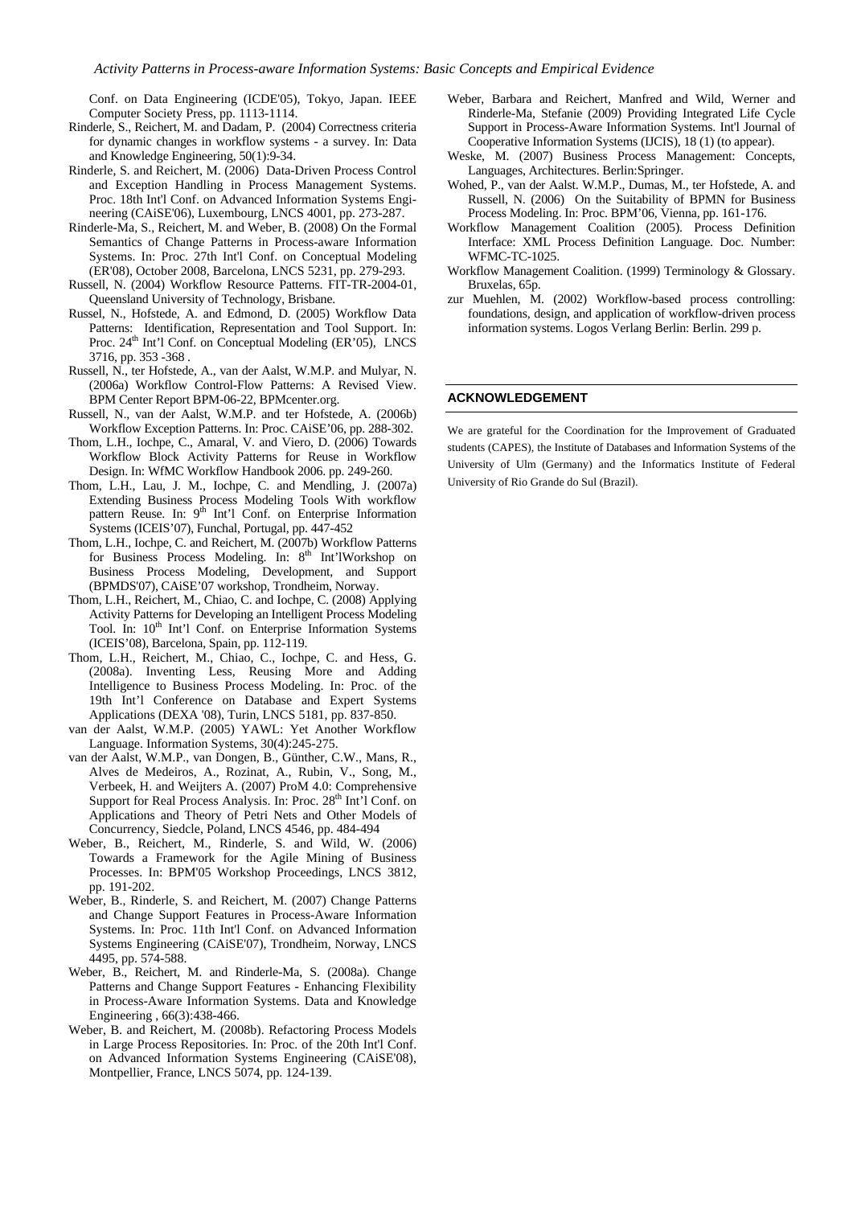Conf. on Data Engineering (ICDE'05), Tokyo, Japan. IEEE Computer Society Press, pp. 1113-1114.

Rinderle, S., Reichert, M. and Dadam, P. (2004) Correctness criteria for dynamic changes in workflow systems - a survey. In: Data and Knowledge Engineering, 50(1):9-34.

Rinderle, S. and Reichert, M. (2006) Data-Driven Process Control and Exception Handling in Process Management Systems. Proc. 18th Int'l Conf. on Advanced Information Systems Engineering (CAiSE'06), Luxembourg, LNCS 4001, pp. 273-287.

Rinderle-Ma, S., Reichert, M. and Weber, B. (2008) On the Formal Semantics of Change Patterns in Process-aware Information Systems. In: Proc. 27th Int'l Conf. on Conceptual Modeling (ER'08), October 2008, Barcelona, LNCS 5231, pp. 279-293.

Russell, N. (2004) Workflow Resource Patterns. FIT-TR-2004-01, Queensland University of Technology, Brisbane.

Russel, N., Hofstede, A. and Edmond, D. (2005) Workflow Data Patterns: Identification, Representation and Tool Support. In: Proc. 24th Int'l Conf. on Conceptual Modeling (ER'05), LNCS 3716, pp. 353 -368 .

Russell, N., ter Hofstede, A., van der Aalst, W.M.P. and Mulyar, N. (2006a) Workflow Control-Flow Patterns: A Revised View. BPM Center Report BPM-06-22, BPMcenter.org.

Russell, N., van der Aalst, W.M.P. and ter Hofstede, A. (2006b) Workflow Exception Patterns. In: Proc. CAiSE'06, pp. 288-302.

Thom, L.H., Iochpe, C., Amaral, V. and Viero, D. (2006) Towards Workflow Block Activity Patterns for Reuse in Workflow Design. In: WfMC Workflow Handbook 2006. pp. 249-260.

Thom, L.H., Lau, J. M., Iochpe, C. and Mendling, J. (2007a) Extending Business Process Modeling Tools With workflow pattern Reuse. In: 9th Int'l Conf. on Enterprise Information Systems (ICEIS'07), Funchal, Portugal, pp. 447-452

Thom, L.H., Iochpe, C. and Reichert, M. (2007b) Workflow Patterns for Business Process Modeling. In: 8th Int'lWorkshop on Business Process Modeling, Development, and Support (BPMDS'07), CAiSE'07 workshop, Trondheim, Norway.

Thom, L.H., Reichert, M., Chiao, C. and Iochpe, C. (2008) Applying Activity Patterns for Developing an Intelligent Process Modeling Tool. In: 10th Int'l Conf. on Enterprise Information Systems (ICEIS'08), Barcelona, Spain, pp. 112-119.

Thom, L.H., Reichert, M., Chiao, C., Iochpe, C. and Hess, G. (2008a). Inventing Less, Reusing More and Adding Intelligence to Business Process Modeling. In: Proc. of the 19th Int'l Conference on Database and Expert Systems Applications (DEXA '08), Turin, LNCS 5181, pp. 837-850.

van der Aalst, W.M.P. (2005) YAWL: Yet Another Workflow Language. Information Systems, 30(4):245-275.

van der Aalst, W.M.P., van Dongen, B., Günther, C.W., Mans, R., Alves de Medeiros, A., Rozinat, A., Rubin, V., Song, M., Verbeek, H. and Weijters A. (2007) ProM 4.0: Comprehensive Support for Real Process Analysis. In: Proc. 28th Int'l Conf. on Applications and Theory of Petri Nets and Other Models of Concurrency, Siedcle, Poland, LNCS 4546, pp. 484-494

Weber, B., Reichert, M., Rinderle, S. and Wild, W. (2006) Towards a Framework for the Agile Mining of Business Processes. In: BPM'05 Workshop Proceedings, LNCS 3812, pp. 191-202.

Weber, B., Rinderle, S. and Reichert, M. (2007) Change Patterns and Change Support Features in Process-Aware Information Systems. In: Proc. 11th Int'l Conf. on Advanced Information Systems Engineering (CAiSE'07), Trondheim, Norway, LNCS 4495, pp. 574-588.

Weber, B., Reichert, M. and Rinderle-Ma, S. (2008a). Change Patterns and Change Support Features - Enhancing Flexibility in Process-Aware Information Systems. Data and Knowledge Engineering , 66(3):438-466.

Weber, B. and Reichert, M. (2008b). Refactoring Process Models in Large Process Repositories. In: Proc. of the 20th Int'l Conf. on Advanced Information Systems Engineering (CAiSE'08), Montpellier, France, LNCS 5074, pp. 124-139.

Weber, Barbara and Reichert, Manfred and Wild, Werner and Rinderle-Ma, Stefanie (2009) Providing Integrated Life Cycle Support in Process-Aware Information Systems. Int'l Journal of Cooperative Information Systems (IJCIS), 18 (1) (to appear).

Weske, M. (2007) Business Process Management: Concepts, Languages, Architectures. Berlin:Springer.

Wohed, P., van der Aalst. W.M.P., Dumas, M., ter Hofstede, A. and Russell, N. (2006) On the Suitability of BPMN for Business Process Modeling. In: Proc. BPM'06, Vienna, pp. 161-176.

Workflow Management Coalition (2005). Process Definition Interface: XML Process Definition Language. Doc. Number: WFMC-TC-1025.

Workflow Management Coalition. (1999) Terminology & Glossary. Bruxelas, 65p.

zur Muehlen, M. (2002) Workflow-based process controlling: foundations, design, and application of workflow-driven process information systems. Logos Verlang Berlin: Berlin. 299 p.

## ACKNOWLEDGEMENT

We are grateful for the Coordination for the Improvement of Graduated students (CAPES), the Institute of Databases and Information Systems of the University of Ulm (Germany) and the Informatics Institute of Federal University of Rio Grande do Sul (Brazil).